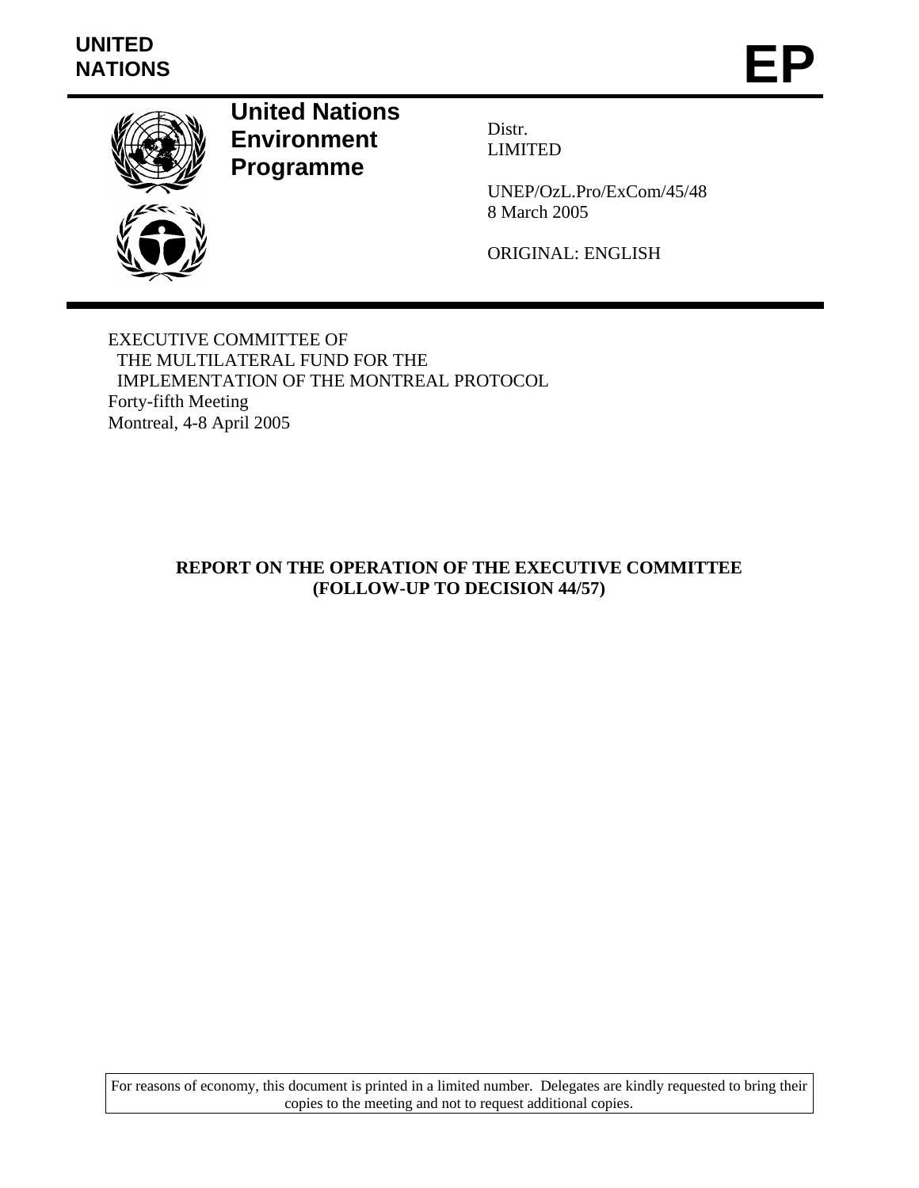UNITED NATIONS

# EP

**United Nations Environment Programme**

Distr.
LIMITED

UNEP/OzL.Pro/ExCom/45/48
8 March 2005

ORIGINAL: ENGLISH

EXECUTIVE COMMITTEE OF
THE MULTILATERAL FUND FOR THE
IMPLEMENTATION OF THE MONTREAL PROTOCOL
Forty-fifth Meeting
Montreal, 4-8 April 2005

## REPORT ON THE OPERATION OF THE EXECUTIVE COMMITTEE (FOLLOW-UP TO DECISION 44/57)

For reasons of economy, this document is printed in a limited number. Delegates are kindly requested to bring their copies to the meeting and not to request additional copies.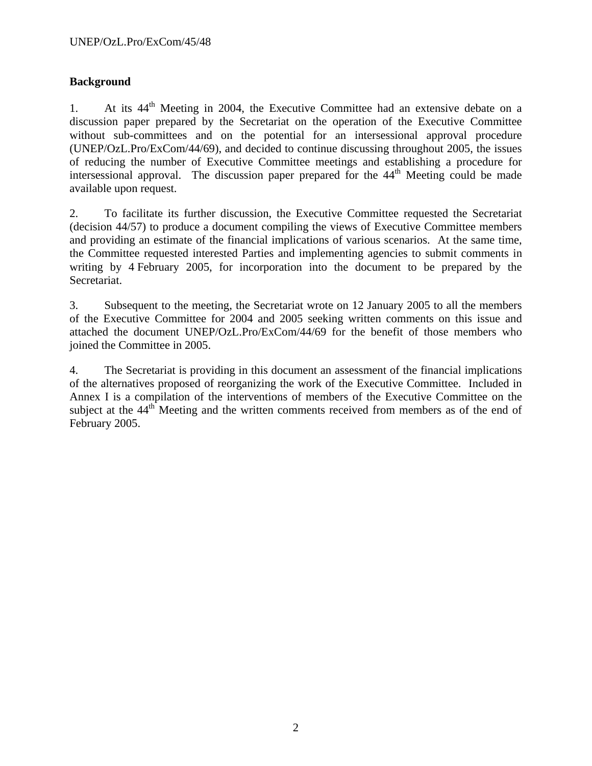## Background

1. At its 44th Meeting in 2004, the Executive Committee had an extensive debate on a discussion paper prepared by the Secretariat on the operation of the Executive Committee without sub-committees and on the potential for an intersessional approval procedure (UNEP/OzL.Pro/ExCom/44/69), and decided to continue discussing throughout 2005, the issues of reducing the number of Executive Committee meetings and establishing a procedure for intersessional approval. The discussion paper prepared for the 44th Meeting could be made available upon request.

2. To facilitate its further discussion, the Executive Committee requested the Secretariat (decision 44/57) to produce a document compiling the views of Executive Committee members and providing an estimate of the financial implications of various scenarios. At the same time, the Committee requested interested Parties and implementing agencies to submit comments in writing by 4 February 2005, for incorporation into the document to be prepared by the Secretariat.

3. Subsequent to the meeting, the Secretariat wrote on 12 January 2005 to all the members of the Executive Committee for 2004 and 2005 seeking written comments on this issue and attached the document UNEP/OzL.Pro/ExCom/44/69 for the benefit of those members who joined the Committee in 2005.

4. The Secretariat is providing in this document an assessment of the financial implications of the alternatives proposed of reorganizing the work of the Executive Committee. Included in Annex I is a compilation of the interventions of members of the Executive Committee on the subject at the 44th Meeting and the written comments received from members as of the end of February 2005.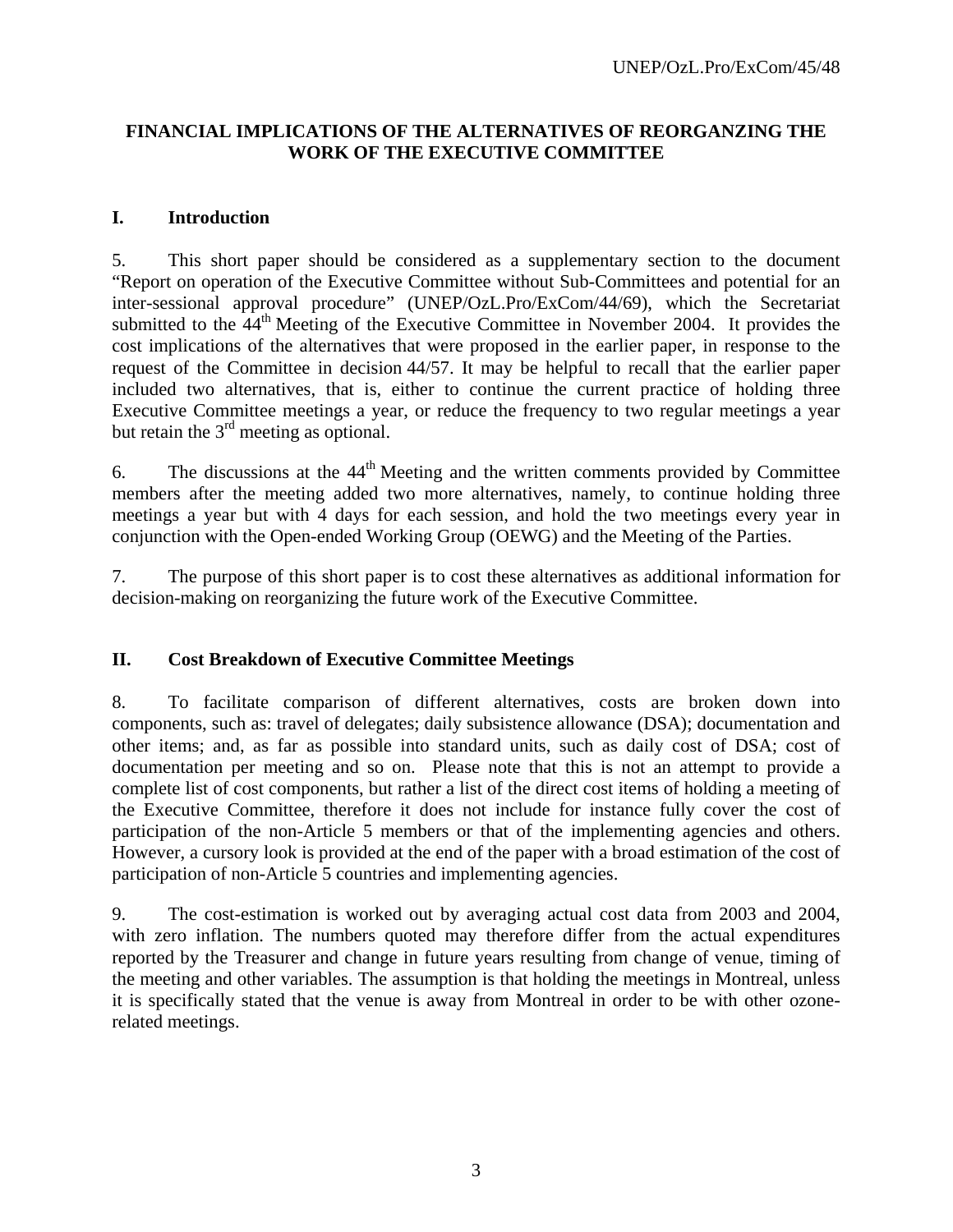# FINANCIAL IMPLICATIONS OF THE ALTERNATIVES OF REORGANZING THE WORK OF THE EXECUTIVE COMMITTEE

## I. Introduction

5. This short paper should be considered as a supplementary section to the document "Report on operation of the Executive Committee without Sub-Committees and potential for an inter-sessional approval procedure" (UNEP/OzL.Pro/ExCom/44/69), which the Secretariat submitted to the 44th Meeting of the Executive Committee in November 2004. It provides the cost implications of the alternatives that were proposed in the earlier paper, in response to the request of the Committee in decision 44/57. It may be helpful to recall that the earlier paper included two alternatives, that is, either to continue the current practice of holding three Executive Committee meetings a year, or reduce the frequency to two regular meetings a year but retain the 3rd meeting as optional.

6. The discussions at the 44th Meeting and the written comments provided by Committee members after the meeting added two more alternatives, namely, to continue holding three meetings a year but with 4 days for each session, and hold the two meetings every year in conjunction with the Open-ended Working Group (OEWG) and the Meeting of the Parties.

7. The purpose of this short paper is to cost these alternatives as additional information for decision-making on reorganizing the future work of the Executive Committee.

## II. Cost Breakdown of Executive Committee Meetings

8. To facilitate comparison of different alternatives, costs are broken down into components, such as: travel of delegates; daily subsistence allowance (DSA); documentation and other items; and, as far as possible into standard units, such as daily cost of DSA; cost of documentation per meeting and so on. Please note that this is not an attempt to provide a complete list of cost components, but rather a list of the direct cost items of holding a meeting of the Executive Committee, therefore it does not include for instance fully cover the cost of participation of the non-Article 5 members or that of the implementing agencies and others. However, a cursory look is provided at the end of the paper with a broad estimation of the cost of participation of non-Article 5 countries and implementing agencies.

9. The cost-estimation is worked out by averaging actual cost data from 2003 and 2004, with zero inflation. The numbers quoted may therefore differ from the actual expenditures reported by the Treasurer and change in future years resulting from change of venue, timing of the meeting and other variables. The assumption is that holding the meetings in Montreal, unless it is specifically stated that the venue is away from Montreal in order to be with other ozone-related meetings.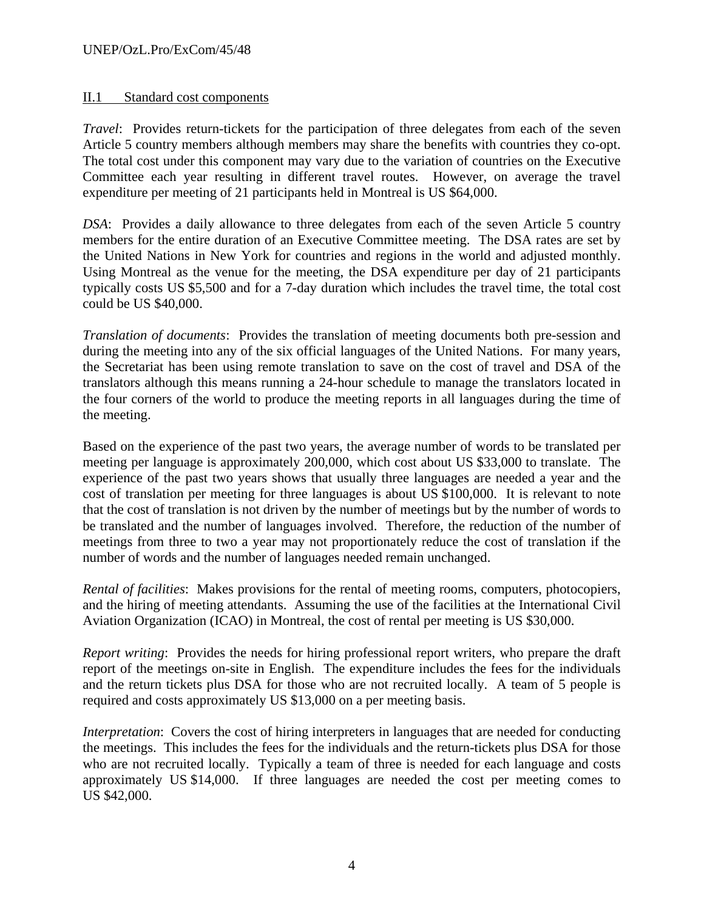### II.1 Standard cost components

*Travel*: Provides return-tickets for the participation of three delegates from each of the seven Article 5 country members although members may share the benefits with countries they co-opt. The total cost under this component may vary due to the variation of countries on the Executive Committee each year resulting in different travel routes. However, on average the travel expenditure per meeting of 21 participants held in Montreal is US $64,000.

*DSA*: Provides a daily allowance to three delegates from each of the seven Article 5 country members for the entire duration of an Executive Committee meeting. The DSA rates are set by the United Nations in New York for countries and regions in the world and adjusted monthly. Using Montreal as the venue for the meeting, the DSA expenditure per day of 21 participants typically costs US $5,500 and for a 7-day duration which includes the travel time, the total cost could be US $40,000.

*Translation of documents*: Provides the translation of meeting documents both pre-session and during the meeting into any of the six official languages of the United Nations. For many years, the Secretariat has been using remote translation to save on the cost of travel and DSA of the translators although this means running a 24-hour schedule to manage the translators located in the four corners of the world to produce the meeting reports in all languages during the time of the meeting.

Based on the experience of the past two years, the average number of words to be translated per meeting per language is approximately 200,000, which cost about US $33,000 to translate. The experience of the past two years shows that usually three languages are needed a year and the cost of translation per meeting for three languages is about US $100,000. It is relevant to note that the cost of translation is not driven by the number of meetings but by the number of words to be translated and the number of languages involved. Therefore, the reduction of the number of meetings from three to two a year may not proportionately reduce the cost of translation if the number of words and the number of languages needed remain unchanged.

*Rental of facilities*: Makes provisions for the rental of meeting rooms, computers, photocopiers, and the hiring of meeting attendants. Assuming the use of the facilities at the International Civil Aviation Organization (ICAO) in Montreal, the cost of rental per meeting is US $30,000.

*Report writing*: Provides the needs for hiring professional report writers, who prepare the draft report of the meetings on-site in English. The expenditure includes the fees for the individuals and the return tickets plus DSA for those who are not recruited locally. A team of 5 people is required and costs approximately US $13,000 on a per meeting basis.

*Interpretation*: Covers the cost of hiring interpreters in languages that are needed for conducting the meetings. This includes the fees for the individuals and the return-tickets plus DSA for those who are not recruited locally. Typically a team of three is needed for each language and costs approximately US $14,000. If three languages are needed the cost per meeting comes to US $42,000.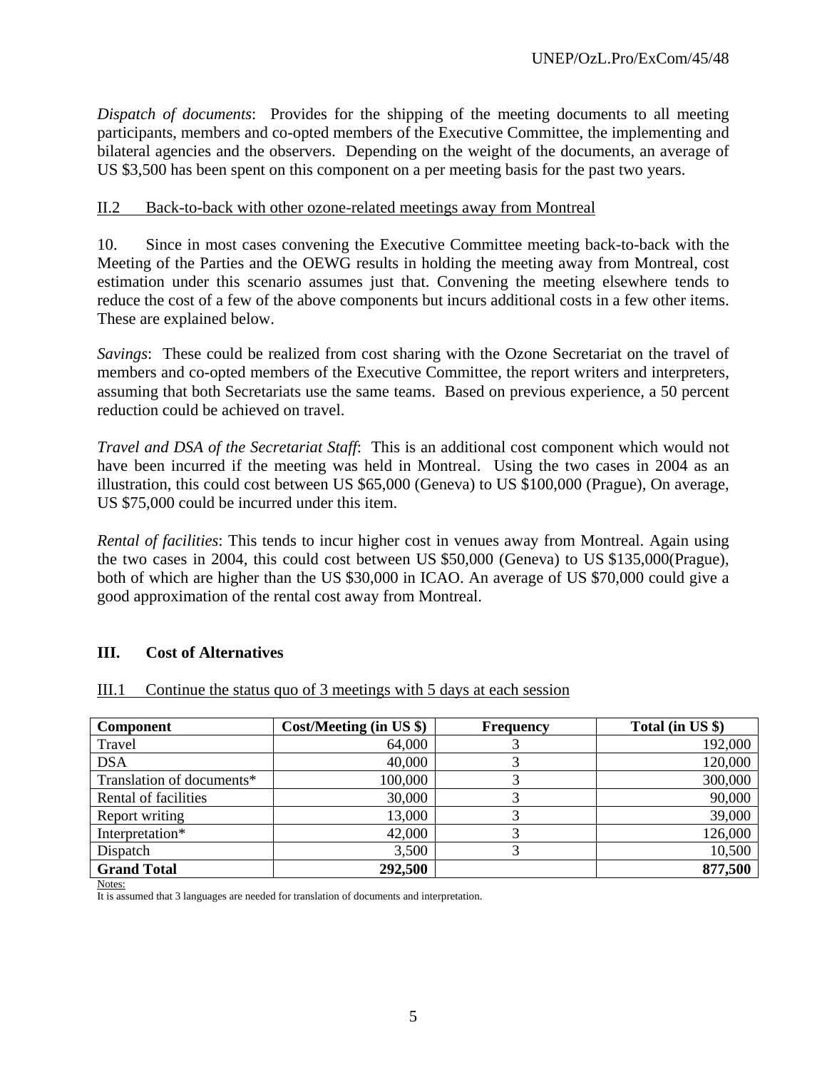*Dispatch of documents*: Provides for the shipping of the meeting documents to all meeting participants, members and co-opted members of the Executive Committee, the implementing and bilateral agencies and the observers. Depending on the weight of the documents, an average of US $3,500 has been spent on this component on a per meeting basis for the past two years.

### II.2 Back-to-back with other ozone-related meetings away from Montreal

10. Since in most cases convening the Executive Committee meeting back-to-back with the Meeting of the Parties and the OEWG results in holding the meeting away from Montreal, cost estimation under this scenario assumes just that. Convening the meeting elsewhere tends to reduce the cost of a few of the above components but incurs additional costs in a few other items. These are explained below.

*Savings*: These could be realized from cost sharing with the Ozone Secretariat on the travel of members and co-opted members of the Executive Committee, the report writers and interpreters, assuming that both Secretariats use the same teams. Based on previous experience, a 50 percent reduction could be achieved on travel.

*Travel and DSA of the Secretariat Staff*: This is an additional cost component which would not have been incurred if the meeting was held in Montreal. Using the two cases in 2004 as an illustration, this could cost between US $65,000 (Geneva) to US $100,000 (Prague), On average, US $75,000 could be incurred under this item.

*Rental of facilities*: This tends to incur higher cost in venues away from Montreal. Again using the two cases in 2004, this could cost between US $50,000 (Geneva) to US $135,000(Prague), both of which are higher than the US $30,000 in ICAO. An average of US $70,000 could give a good approximation of the rental cost away from Montreal.

## III. Cost of Alternatives

### III.1 Continue the status quo of 3 meetings with 5 days at each session

| Component | Cost/Meeting (in US $) | Frequency | Total (in US $) |
|---|---|---|---|
| Travel | 64,000 | 3 | 192,000 |
| DSA | 40,000 | 3 | 120,000 |
| Translation of documents* | 100,000 | 3 | 300,000 |
| Rental of facilities | 30,000 | 3 | 90,000 |
| Report writing | 13,000 | 3 | 39,000 |
| Interpretation* | 42,000 | 3 | 126,000 |
| Dispatch | 3,500 | 3 | 10,500 |
| **Grand Total** | **292,500** | | **877,500** |

Notes:
It is assumed that 3 languages are needed for translation of documents and interpretation.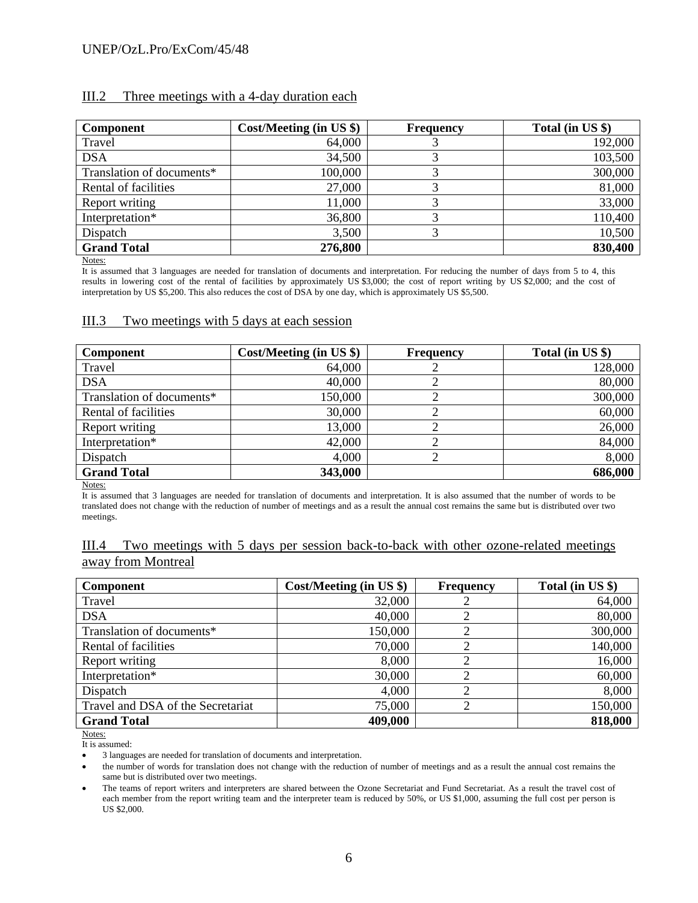### III.2 Three meetings with a 4-day duration each

| Component | Cost/Meeting (in US $) | Frequency | Total (in US $) |
|---|---|---|---|
| Travel | 64,000 | 3 | 192,000 |
| DSA | 34,500 | 3 | 103,500 |
| Translation of documents* | 100,000 | 3 | 300,000 |
| Rental of facilities | 27,000 | 3 | 81,000 |
| Report writing | 11,000 | 3 | 33,000 |
| Interpretation* | 36,800 | 3 | 110,400 |
| Dispatch | 3,500 | 3 | 10,500 |
| **Grand Total** | **276,800** | | **830,400** |

Notes:

It is assumed that 3 languages are needed for translation of documents and interpretation. For reducing the number of days from 5 to 4, this results in lowering cost of the rental of facilities by approximately US $3,000; the cost of report writing by US $2,000; and the cost of interpretation by US $5,200. This also reduces the cost of DSA by one day, which is approximately US $5,500.

### III.3 Two meetings with 5 days at each session

| Component | Cost/Meeting (in US $) | Frequency | Total (in US $) |
|---|---|---|---|
| Travel | 64,000 | 2 | 128,000 |
| DSA | 40,000 | 2 | 80,000 |
| Translation of documents* | 150,000 | 2 | 300,000 |
| Rental of facilities | 30,000 | 2 | 60,000 |
| Report writing | 13,000 | 2 | 26,000 |
| Interpretation* | 42,000 | 2 | 84,000 |
| Dispatch | 4,000 | 2 | 8,000 |
| **Grand Total** | **343,000** | | **686,000** |

Notes:

It is assumed that 3 languages are needed for translation of documents and interpretation. It is also assumed that the number of words to be translated does not change with the reduction of number of meetings and as a result the annual cost remains the same but is distributed over two meetings.

### III.4 Two meetings with 5 days per session back-to-back with other ozone-related meetings away from Montreal

| Component | Cost/Meeting (in US $) | Frequency | Total (in US $) |
|---|---|---|---|
| Travel | 32,000 | 2 | 64,000 |
| DSA | 40,000 | 2 | 80,000 |
| Translation of documents* | 150,000 | 2 | 300,000 |
| Rental of facilities | 70,000 | 2 | 140,000 |
| Report writing | 8,000 | 2 | 16,000 |
| Interpretation* | 30,000 | 2 | 60,000 |
| Dispatch | 4,000 | 2 | 8,000 |
| Travel and DSA of the Secretariat | 75,000 | 2 | 150,000 |
| **Grand Total** | **409,000** | | **818,000** |

Notes:

It is assumed:

- 3 languages are needed for translation of documents and interpretation.
- the number of words for translation does not change with the reduction of number of meetings and as a result the annual cost remains the same but is distributed over two meetings.
- The teams of report writers and interpreters are shared between the Ozone Secretariat and Fund Secretariat. As a result the travel cost of each member from the report writing team and the interpreter team is reduced by 50%, or US $1,000, assuming the full cost per person is US $2,000.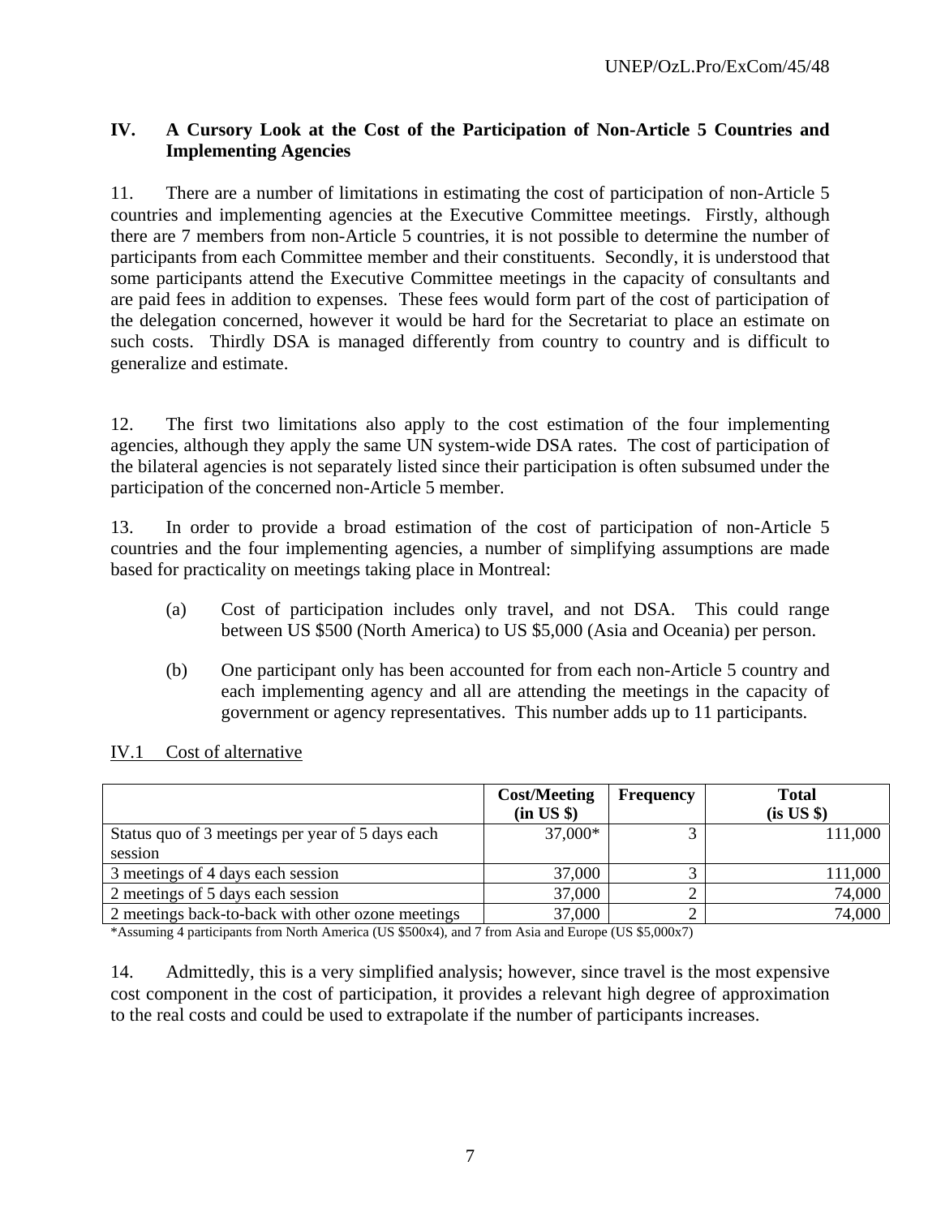## IV. A Cursory Look at the Cost of the Participation of Non-Article 5 Countries and Implementing Agencies

11. There are a number of limitations in estimating the cost of participation of non-Article 5 countries and implementing agencies at the Executive Committee meetings. Firstly, although there are 7 members from non-Article 5 countries, it is not possible to determine the number of participants from each Committee member and their constituents. Secondly, it is understood that some participants attend the Executive Committee meetings in the capacity of consultants and are paid fees in addition to expenses. These fees would form part of the cost of participation of the delegation concerned, however it would be hard for the Secretariat to place an estimate on such costs. Thirdly DSA is managed differently from country to country and is difficult to generalize and estimate.

12. The first two limitations also apply to the cost estimation of the four implementing agencies, although they apply the same UN system-wide DSA rates. The cost of participation of the bilateral agencies is not separately listed since their participation is often subsumed under the participation of the concerned non-Article 5 member.

13. In order to provide a broad estimation of the cost of participation of non-Article 5 countries and the four implementing agencies, a number of simplifying assumptions are made based for practicality on meetings taking place in Montreal:

(a) Cost of participation includes only travel, and not DSA. This could range between US $500 (North America) to US $5,000 (Asia and Oceania) per person.

(b) One participant only has been accounted for from each non-Article 5 country and each implementing agency and all are attending the meetings in the capacity of government or agency representatives. This number adds up to 11 participants.

### IV.1 Cost of alternative

| | Cost/Meeting (in US $) | Frequency | Total (is US $) |
|---|---|---|---|
| Status quo of 3 meetings per year of 5 days each session | 37,000* | 3 | 111,000 |
| 3 meetings of 4 days each session | 37,000 | 3 | 111,000 |
| 2 meetings of 5 days each session | 37,000 | 2 | 74,000 |
| 2 meetings back-to-back with other ozone meetings | 37,000 | 2 | 74,000 |

*Assuming 4 participants from North America (US $500x4), and 7 from Asia and Europe (US $5,000x7)

14. Admittedly, this is a very simplified analysis; however, since travel is the most expensive cost component in the cost of participation, it provides a relevant high degree of approximation to the real costs and could be used to extrapolate if the number of participants increases.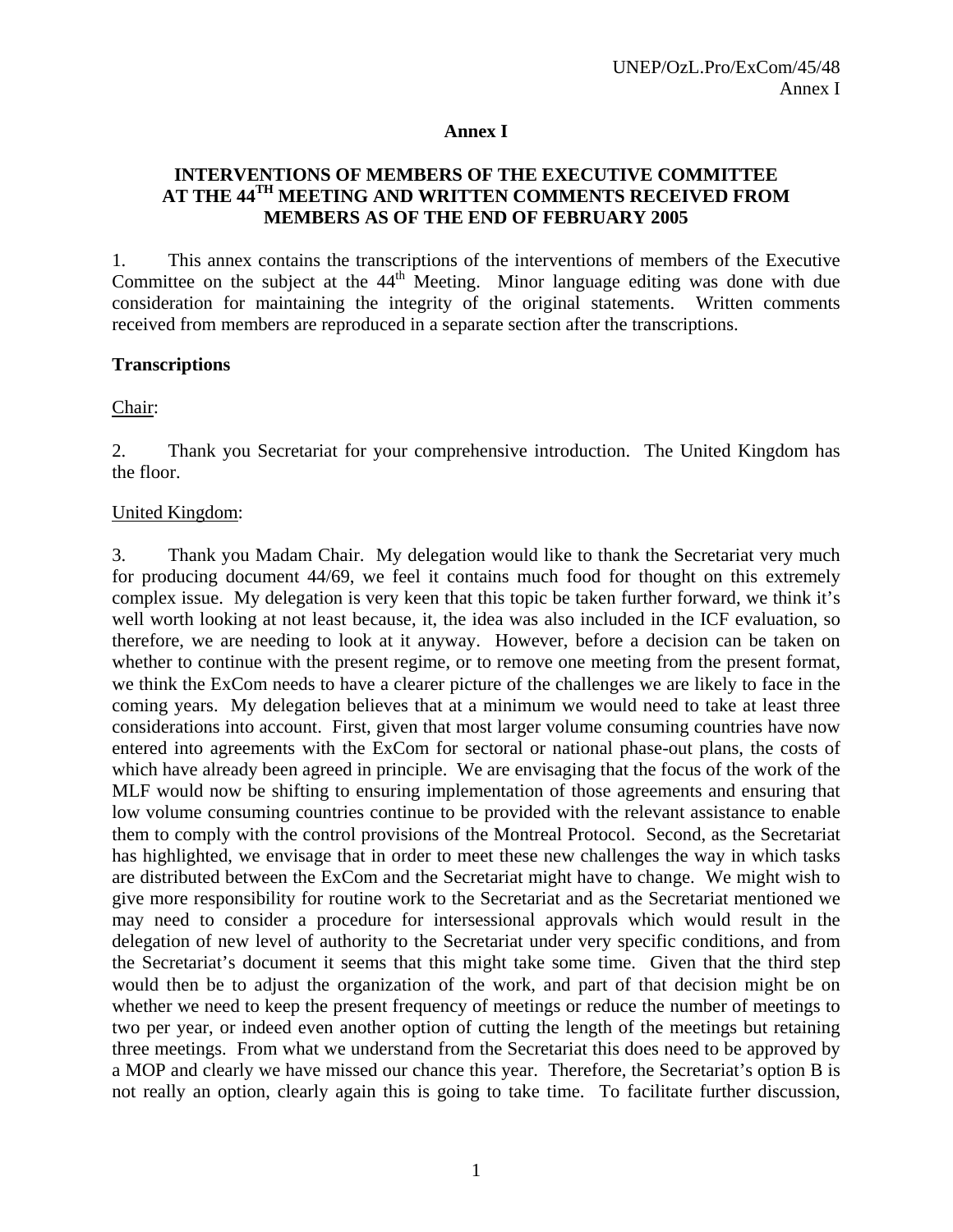## Annex I

### INTERVENTIONS OF MEMBERS OF THE EXECUTIVE COMMITTEE AT THE 44[TH] MEETING AND WRITTEN COMMENTS RECEIVED FROM MEMBERS AS OF THE END OF FEBRUARY 2005

1. This annex contains the transcriptions of the interventions of members of the Executive Committee on the subject at the 44[th] Meeting. Minor language editing was done with due consideration for maintaining the integrity of the original statements. Written comments received from members are reproduced in a separate section after the transcriptions.

**Transcriptions**

Chair:

2. Thank you Secretariat for your comprehensive introduction. The United Kingdom has the floor.

United Kingdom:

3. Thank you Madam Chair. My delegation would like to thank the Secretariat very much for producing document 44/69, we feel it contains much food for thought on this extremely complex issue. My delegation is very keen that this topic be taken further forward, we think it's well worth looking at not least because, it, the idea was also included in the ICF evaluation, so therefore, we are needing to look at it anyway. However, before a decision can be taken on whether to continue with the present regime, or to remove one meeting from the present format, we think the ExCom needs to have a clearer picture of the challenges we are likely to face in the coming years. My delegation believes that at a minimum we would need to take at least three considerations into account. First, given that most larger volume consuming countries have now entered into agreements with the ExCom for sectoral or national phase-out plans, the costs of which have already been agreed in principle. We are envisaging that the focus of the work of the MLF would now be shifting to ensuring implementation of those agreements and ensuring that low volume consuming countries continue to be provided with the relevant assistance to enable them to comply with the control provisions of the Montreal Protocol. Second, as the Secretariat has highlighted, we envisage that in order to meet these new challenges the way in which tasks are distributed between the ExCom and the Secretariat might have to change. We might wish to give more responsibility for routine work to the Secretariat and as the Secretariat mentioned we may need to consider a procedure for intersessional approvals which would result in the delegation of new level of authority to the Secretariat under very specific conditions, and from the Secretariat's document it seems that this might take some time. Given that the third step would then be to adjust the organization of the work, and part of that decision might be on whether we need to keep the present frequency of meetings or reduce the number of meetings to two per year, or indeed even another option of cutting the length of the meetings but retaining three meetings. From what we understand from the Secretariat this does need to be approved by a MOP and clearly we have missed our chance this year. Therefore, the Secretariat's option B is not really an option, clearly again this is going to take time. To facilitate further discussion,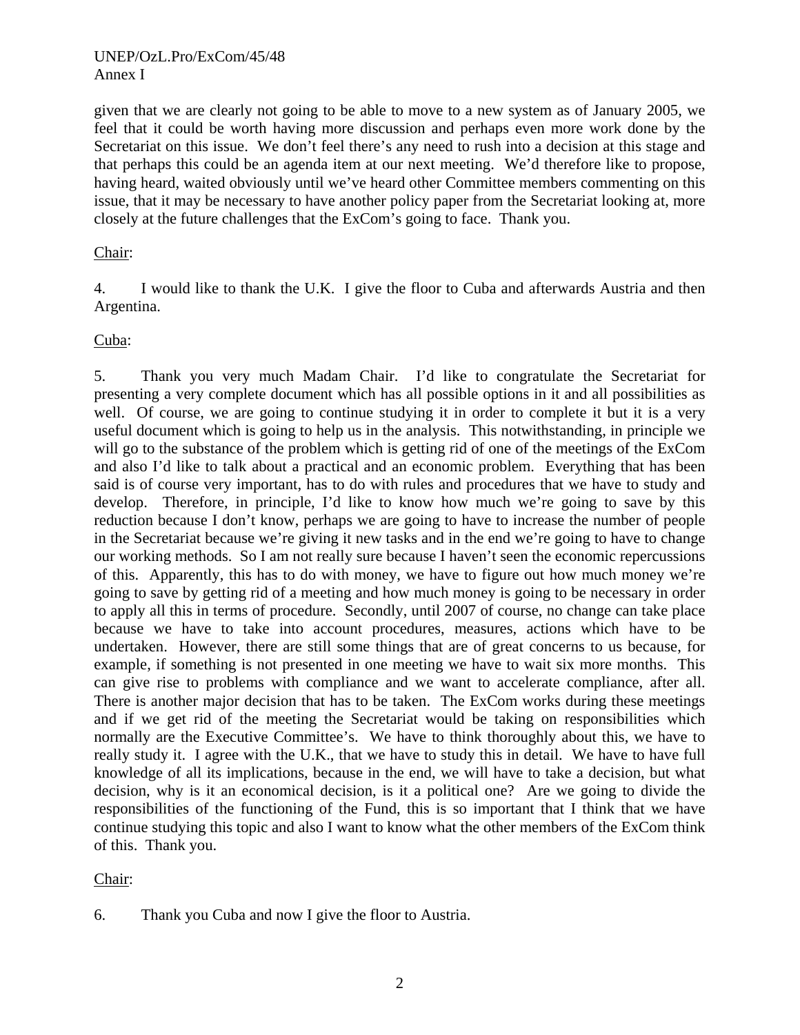given that we are clearly not going to be able to move to a new system as of January 2005, we feel that it could be worth having more discussion and perhaps even more work done by the Secretariat on this issue. We don't feel there's any need to rush into a decision at this stage and that perhaps this could be an agenda item at our next meeting. We'd therefore like to propose, having heard, waited obviously until we've heard other Committee members commenting on this issue, that it may be necessary to have another policy paper from the Secretariat looking at, more closely at the future challenges that the ExCom's going to face. Thank you.

Chair:

4. I would like to thank the U.K. I give the floor to Cuba and afterwards Austria and then Argentina.

Cuba:

5. Thank you very much Madam Chair. I'd like to congratulate the Secretariat for presenting a very complete document which has all possible options in it and all possibilities as well. Of course, we are going to continue studying it in order to complete it but it is a very useful document which is going to help us in the analysis. This notwithstanding, in principle we will go to the substance of the problem which is getting rid of one of the meetings of the ExCom and also I'd like to talk about a practical and an economic problem. Everything that has been said is of course very important, has to do with rules and procedures that we have to study and develop. Therefore, in principle, I'd like to know how much we're going to save by this reduction because I don't know, perhaps we are going to have to increase the number of people in the Secretariat because we're giving it new tasks and in the end we're going to have to change our working methods. So I am not really sure because I haven't seen the economic repercussions of this. Apparently, this has to do with money, we have to figure out how much money we're going to save by getting rid of a meeting and how much money is going to be necessary in order to apply all this in terms of procedure. Secondly, until 2007 of course, no change can take place because we have to take into account procedures, measures, actions which have to be undertaken. However, there are still some things that are of great concerns to us because, for example, if something is not presented in one meeting we have to wait six more months. This can give rise to problems with compliance and we want to accelerate compliance, after all. There is another major decision that has to be taken. The ExCom works during these meetings and if we get rid of the meeting the Secretariat would be taking on responsibilities which normally are the Executive Committee's. We have to think thoroughly about this, we have to really study it. I agree with the U.K., that we have to study this in detail. We have to have full knowledge of all its implications, because in the end, we will have to take a decision, but what decision, why is it an economical decision, is it a political one? Are we going to divide the responsibilities of the functioning of the Fund, this is so important that I think that we have continue studying this topic and also I want to know what the other members of the ExCom think of this. Thank you.

Chair:

6. Thank you Cuba and now I give the floor to Austria.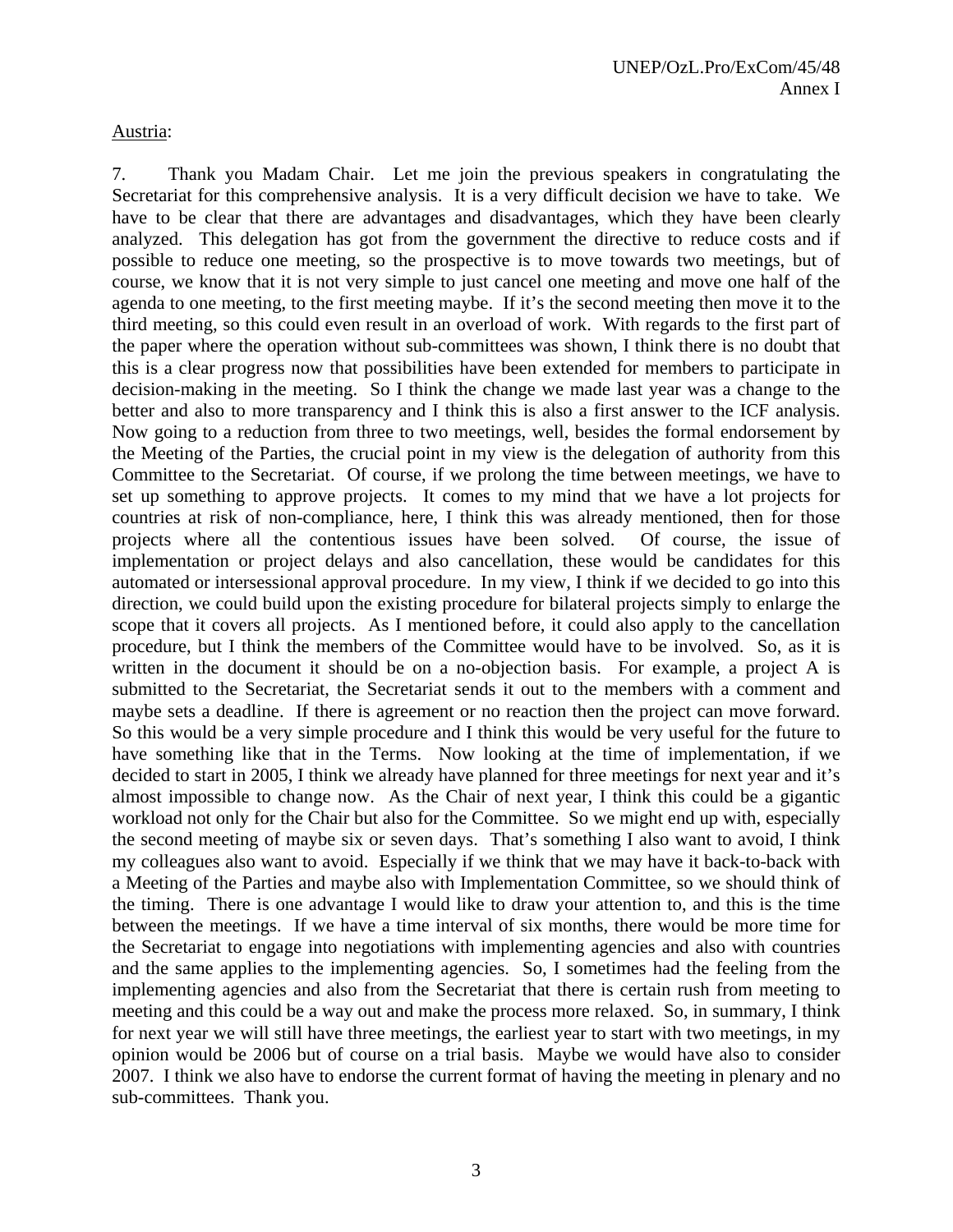Austria:

7. Thank you Madam Chair. Let me join the previous speakers in congratulating the Secretariat for this comprehensive analysis. It is a very difficult decision we have to take. We have to be clear that there are advantages and disadvantages, which they have been clearly analyzed. This delegation has got from the government the directive to reduce costs and if possible to reduce one meeting, so the prospective is to move towards two meetings, but of course, we know that it is not very simple to just cancel one meeting and move one half of the agenda to one meeting, to the first meeting maybe. If it's the second meeting then move it to the third meeting, so this could even result in an overload of work. With regards to the first part of the paper where the operation without sub-committees was shown, I think there is no doubt that this is a clear progress now that possibilities have been extended for members to participate in decision-making in the meeting. So I think the change we made last year was a change to the better and also to more transparency and I think this is also a first answer to the ICF analysis. Now going to a reduction from three to two meetings, well, besides the formal endorsement by the Meeting of the Parties, the crucial point in my view is the delegation of authority from this Committee to the Secretariat. Of course, if we prolong the time between meetings, we have to set up something to approve projects. It comes to my mind that we have a lot projects for countries at risk of non-compliance, here, I think this was already mentioned, then for those projects where all the contentious issues have been solved. Of course, the issue of implementation or project delays and also cancellation, these would be candidates for this automated or intersessional approval procedure. In my view, I think if we decided to go into this direction, we could build upon the existing procedure for bilateral projects simply to enlarge the scope that it covers all projects. As I mentioned before, it could also apply to the cancellation procedure, but I think the members of the Committee would have to be involved. So, as it is written in the document it should be on a no-objection basis. For example, a project A is submitted to the Secretariat, the Secretariat sends it out to the members with a comment and maybe sets a deadline. If there is agreement or no reaction then the project can move forward. So this would be a very simple procedure and I think this would be very useful for the future to have something like that in the Terms. Now looking at the time of implementation, if we decided to start in 2005, I think we already have planned for three meetings for next year and it's almost impossible to change now. As the Chair of next year, I think this could be a gigantic workload not only for the Chair but also for the Committee. So we might end up with, especially the second meeting of maybe six or seven days. That's something I also want to avoid, I think my colleagues also want to avoid. Especially if we think that we may have it back-to-back with a Meeting of the Parties and maybe also with Implementation Committee, so we should think of the timing. There is one advantage I would like to draw your attention to, and this is the time between the meetings. If we have a time interval of six months, there would be more time for the Secretariat to engage into negotiations with implementing agencies and also with countries and the same applies to the implementing agencies. So, I sometimes had the feeling from the implementing agencies and also from the Secretariat that there is certain rush from meeting to meeting and this could be a way out and make the process more relaxed. So, in summary, I think for next year we will still have three meetings, the earliest year to start with two meetings, in my opinion would be 2006 but of course on a trial basis. Maybe we would have also to consider 2007. I think we also have to endorse the current format of having the meeting in plenary and no sub-committees. Thank you.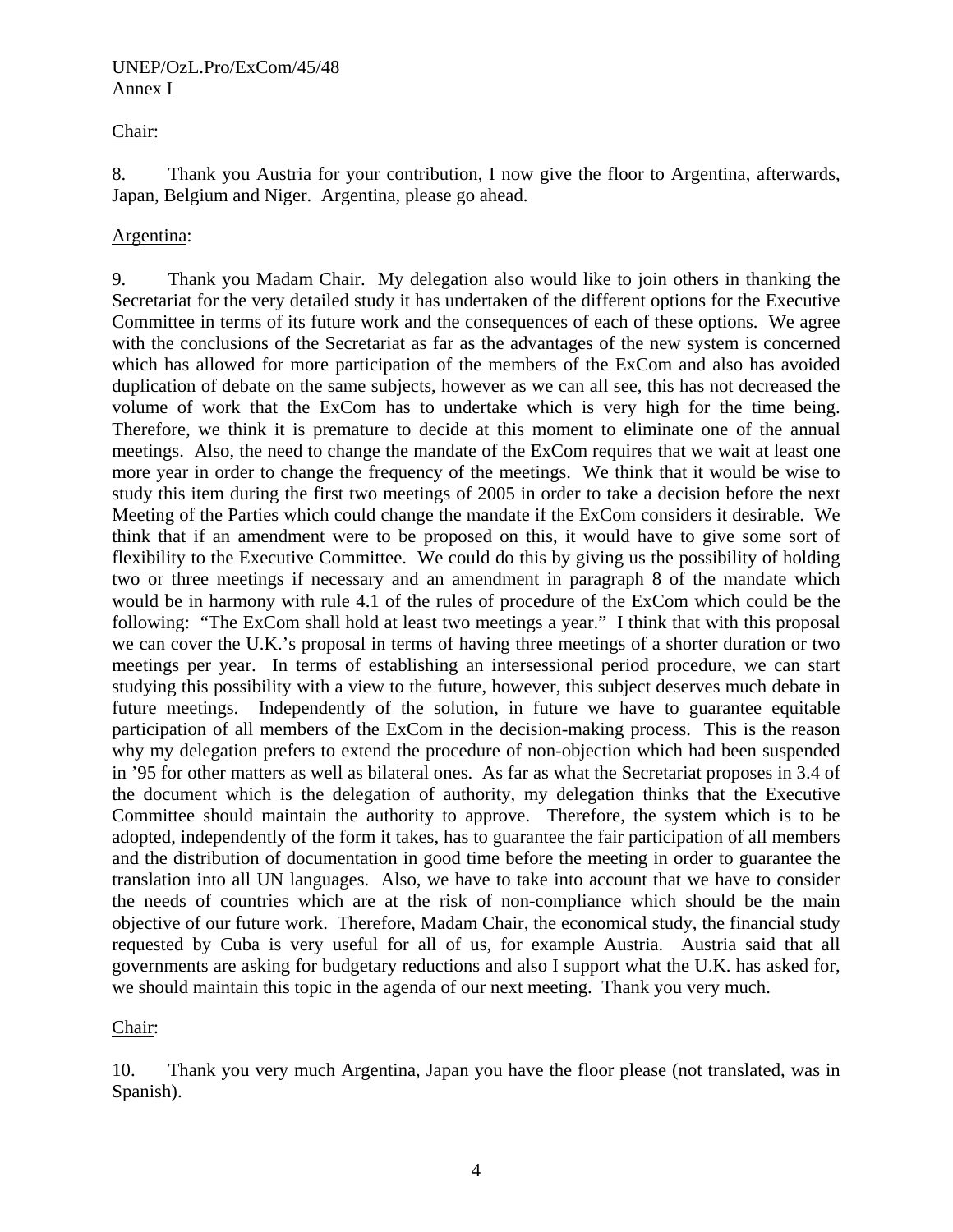Chair:

8. Thank you Austria for your contribution, I now give the floor to Argentina, afterwards, Japan, Belgium and Niger. Argentina, please go ahead.

Argentina:

9. Thank you Madam Chair. My delegation also would like to join others in thanking the Secretariat for the very detailed study it has undertaken of the different options for the Executive Committee in terms of its future work and the consequences of each of these options. We agree with the conclusions of the Secretariat as far as the advantages of the new system is concerned which has allowed for more participation of the members of the ExCom and also has avoided duplication of debate on the same subjects, however as we can all see, this has not decreased the volume of work that the ExCom has to undertake which is very high for the time being. Therefore, we think it is premature to decide at this moment to eliminate one of the annual meetings. Also, the need to change the mandate of the ExCom requires that we wait at least one more year in order to change the frequency of the meetings. We think that it would be wise to study this item during the first two meetings of 2005 in order to take a decision before the next Meeting of the Parties which could change the mandate if the ExCom considers it desirable. We think that if an amendment were to be proposed on this, it would have to give some sort of flexibility to the Executive Committee. We could do this by giving us the possibility of holding two or three meetings if necessary and an amendment in paragraph 8 of the mandate which would be in harmony with rule 4.1 of the rules of procedure of the ExCom which could be the following: "The ExCom shall hold at least two meetings a year." I think that with this proposal we can cover the U.K.'s proposal in terms of having three meetings of a shorter duration or two meetings per year. In terms of establishing an intersessional period procedure, we can start studying this possibility with a view to the future, however, this subject deserves much debate in future meetings. Independently of the solution, in future we have to guarantee equitable participation of all members of the ExCom in the decision-making process. This is the reason why my delegation prefers to extend the procedure of non-objection which had been suspended in '95 for other matters as well as bilateral ones. As far as what the Secretariat proposes in 3.4 of the document which is the delegation of authority, my delegation thinks that the Executive Committee should maintain the authority to approve. Therefore, the system which is to be adopted, independently of the form it takes, has to guarantee the fair participation of all members and the distribution of documentation in good time before the meeting in order to guarantee the translation into all UN languages. Also, we have to take into account that we have to consider the needs of countries which are at the risk of non-compliance which should be the main objective of our future work. Therefore, Madam Chair, the economical study, the financial study requested by Cuba is very useful for all of us, for example Austria. Austria said that all governments are asking for budgetary reductions and also I support what the U.K. has asked for, we should maintain this topic in the agenda of our next meeting. Thank you very much.

Chair:

10. Thank you very much Argentina, Japan you have the floor please (not translated, was in Spanish).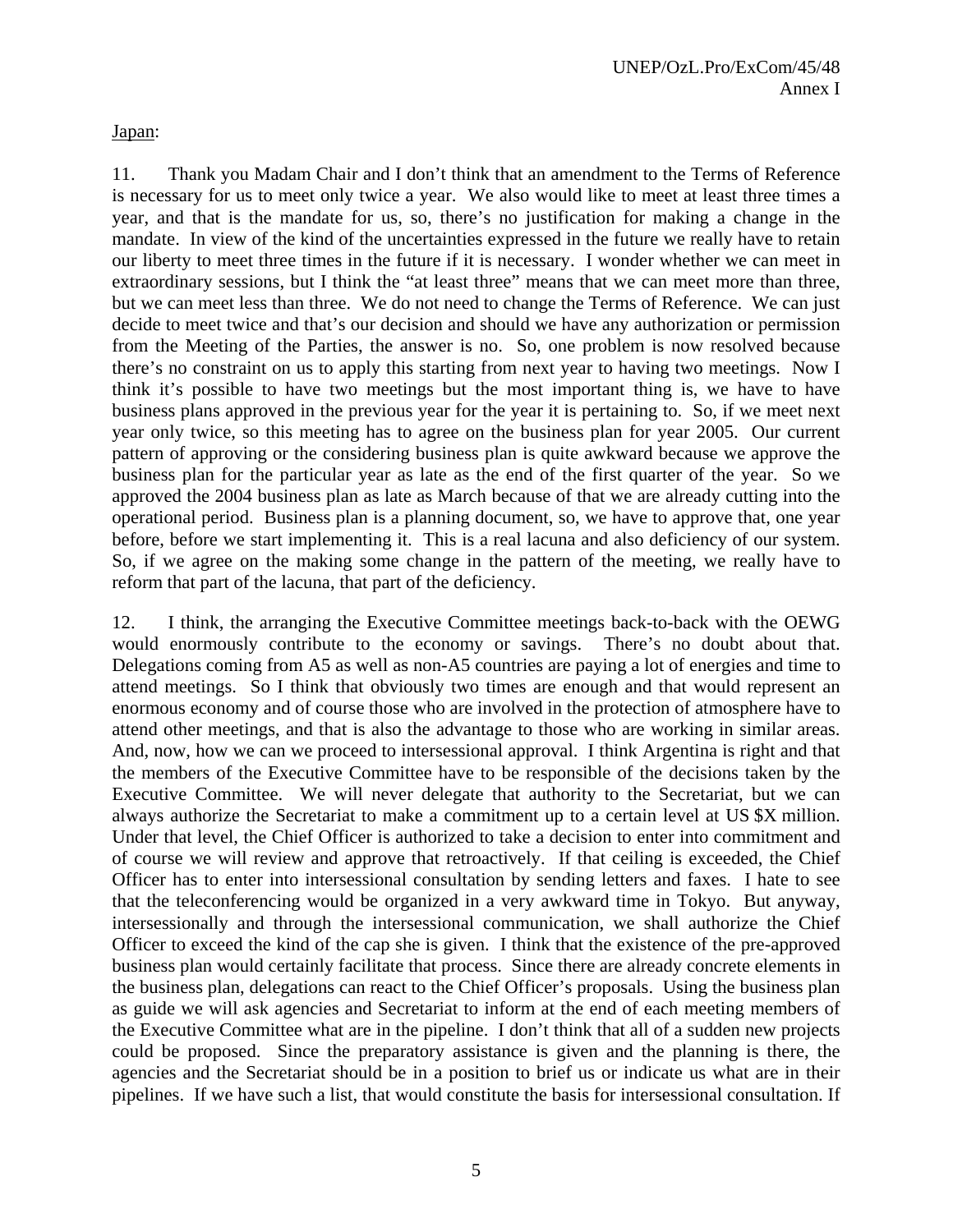Japan:

11. Thank you Madam Chair and I don't think that an amendment to the Terms of Reference is necessary for us to meet only twice a year. We also would like to meet at least three times a year, and that is the mandate for us, so, there's no justification for making a change in the mandate. In view of the kind of the uncertainties expressed in the future we really have to retain our liberty to meet three times in the future if it is necessary. I wonder whether we can meet in extraordinary sessions, but I think the "at least three" means that we can meet more than three, but we can meet less than three. We do not need to change the Terms of Reference. We can just decide to meet twice and that's our decision and should we have any authorization or permission from the Meeting of the Parties, the answer is no. So, one problem is now resolved because there's no constraint on us to apply this starting from next year to having two meetings. Now I think it's possible to have two meetings but the most important thing is, we have to have business plans approved in the previous year for the year it is pertaining to. So, if we meet next year only twice, so this meeting has to agree on the business plan for year 2005. Our current pattern of approving or the considering business plan is quite awkward because we approve the business plan for the particular year as late as the end of the first quarter of the year. So we approved the 2004 business plan as late as March because of that we are already cutting into the operational period. Business plan is a planning document, so, we have to approve that, one year before, before we start implementing it. This is a real lacuna and also deficiency of our system. So, if we agree on the making some change in the pattern of the meeting, we really have to reform that part of the lacuna, that part of the deficiency.

12. I think, the arranging the Executive Committee meetings back-to-back with the OEWG would enormously contribute to the economy or savings. There's no doubt about that. Delegations coming from A5 as well as non-A5 countries are paying a lot of energies and time to attend meetings. So I think that obviously two times are enough and that would represent an enormous economy and of course those who are involved in the protection of atmosphere have to attend other meetings, and that is also the advantage to those who are working in similar areas. And, now, how we can we proceed to intersessional approval. I think Argentina is right and that the members of the Executive Committee have to be responsible of the decisions taken by the Executive Committee. We will never delegate that authority to the Secretariat, but we can always authorize the Secretariat to make a commitment up to a certain level at US $X million. Under that level, the Chief Officer is authorized to take a decision to enter into commitment and of course we will review and approve that retroactively. If that ceiling is exceeded, the Chief Officer has to enter into intersessional consultation by sending letters and faxes. I hate to see that the teleconferencing would be organized in a very awkward time in Tokyo. But anyway, intersessionally and through the intersessional communication, we shall authorize the Chief Officer to exceed the kind of the cap she is given. I think that the existence of the pre-approved business plan would certainly facilitate that process. Since there are already concrete elements in the business plan, delegations can react to the Chief Officer's proposals. Using the business plan as guide we will ask agencies and Secretariat to inform at the end of each meeting members of the Executive Committee what are in the pipeline. I don't think that all of a sudden new projects could be proposed. Since the preparatory assistance is given and the planning is there, the agencies and the Secretariat should be in a position to brief us or indicate us what are in their pipelines. If we have such a list, that would constitute the basis for intersessional consultation. If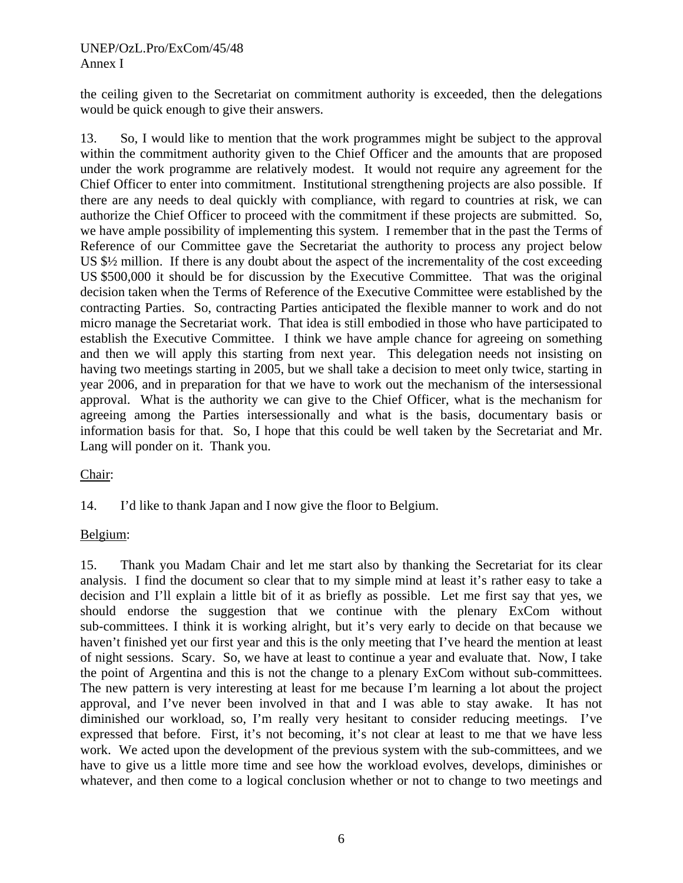the ceiling given to the Secretariat on commitment authority is exceeded, then the delegations would be quick enough to give their answers.

13. So, I would like to mention that the work programmes might be subject to the approval within the commitment authority given to the Chief Officer and the amounts that are proposed under the work programme are relatively modest. It would not require any agreement for the Chief Officer to enter into commitment. Institutional strengthening projects are also possible. If there are any needs to deal quickly with compliance, with regard to countries at risk, we can authorize the Chief Officer to proceed with the commitment if these projects are submitted. So, we have ample possibility of implementing this system. I remember that in the past the Terms of Reference of our Committee gave the Secretariat the authority to process any project below US $½ million. If there is any doubt about the aspect of the incrementality of the cost exceeding US $500,000 it should be for discussion by the Executive Committee. That was the original decision taken when the Terms of Reference of the Executive Committee were established by the contracting Parties. So, contracting Parties anticipated the flexible manner to work and do not micro manage the Secretariat work. That idea is still embodied in those who have participated to establish the Executive Committee. I think we have ample chance for agreeing on something and then we will apply this starting from next year. This delegation needs not insisting on having two meetings starting in 2005, but we shall take a decision to meet only twice, starting in year 2006, and in preparation for that we have to work out the mechanism of the intersessional approval. What is the authority we can give to the Chief Officer, what is the mechanism for agreeing among the Parties intersessionally and what is the basis, documentary basis or information basis for that. So, I hope that this could be well taken by the Secretariat and Mr. Lang will ponder on it. Thank you.

Chair:

14. I'd like to thank Japan and I now give the floor to Belgium.

Belgium:

15. Thank you Madam Chair and let me start also by thanking the Secretariat for its clear analysis. I find the document so clear that to my simple mind at least it's rather easy to take a decision and I'll explain a little bit of it as briefly as possible. Let me first say that yes, we should endorse the suggestion that we continue with the plenary ExCom without sub-committees. I think it is working alright, but it's very early to decide on that because we haven't finished yet our first year and this is the only meeting that I've heard the mention at least of night sessions. Scary. So, we have at least to continue a year and evaluate that. Now, I take the point of Argentina and this is not the change to a plenary ExCom without sub-committees. The new pattern is very interesting at least for me because I'm learning a lot about the project approval, and I've never been involved in that and I was able to stay awake. It has not diminished our workload, so, I'm really very hesitant to consider reducing meetings. I've expressed that before. First, it's not becoming, it's not clear at least to me that we have less work. We acted upon the development of the previous system with the sub-committees, and we have to give us a little more time and see how the workload evolves, develops, diminishes or whatever, and then come to a logical conclusion whether or not to change to two meetings and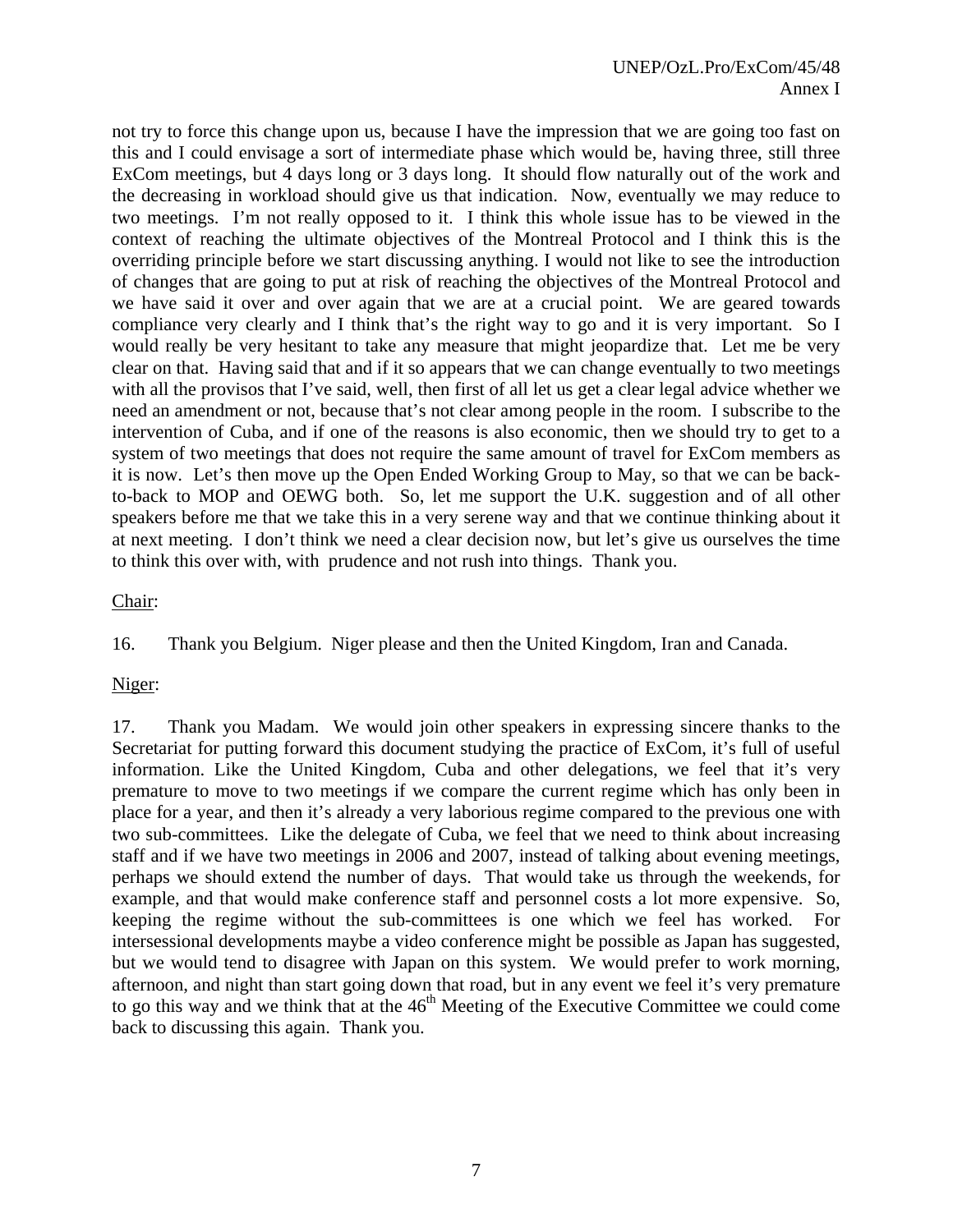not try to force this change upon us, because I have the impression that we are going too fast on this and I could envisage a sort of intermediate phase which would be, having three, still three ExCom meetings, but 4 days long or 3 days long. It should flow naturally out of the work and the decreasing in workload should give us that indication. Now, eventually we may reduce to two meetings. I'm not really opposed to it. I think this whole issue has to be viewed in the context of reaching the ultimate objectives of the Montreal Protocol and I think this is the overriding principle before we start discussing anything. I would not like to see the introduction of changes that are going to put at risk of reaching the objectives of the Montreal Protocol and we have said it over and over again that we are at a crucial point. We are geared towards compliance very clearly and I think that's the right way to go and it is very important. So I would really be very hesitant to take any measure that might jeopardize that. Let me be very clear on that. Having said that and if it so appears that we can change eventually to two meetings with all the provisos that I've said, well, then first of all let us get a clear legal advice whether we need an amendment or not, because that's not clear among people in the room. I subscribe to the intervention of Cuba, and if one of the reasons is also economic, then we should try to get to a system of two meetings that does not require the same amount of travel for ExCom members as it is now. Let's then move up the Open Ended Working Group to May, so that we can be back-to-back to MOP and OEWG both. So, let me support the U.K. suggestion and of all other speakers before me that we take this in a very serene way and that we continue thinking about it at next meeting. I don't think we need a clear decision now, but let's give us ourselves the time to think this over with, with prudence and not rush into things. Thank you.

Chair:

16. Thank you Belgium. Niger please and then the United Kingdom, Iran and Canada.

Niger:

17. Thank you Madam. We would join other speakers in expressing sincere thanks to the Secretariat for putting forward this document studying the practice of ExCom, it's full of useful information. Like the United Kingdom, Cuba and other delegations, we feel that it's very premature to move to two meetings if we compare the current regime which has only been in place for a year, and then it's already a very laborious regime compared to the previous one with two sub-committees. Like the delegate of Cuba, we feel that we need to think about increasing staff and if we have two meetings in 2006 and 2007, instead of talking about evening meetings, perhaps we should extend the number of days. That would take us through the weekends, for example, and that would make conference staff and personnel costs a lot more expensive. So, keeping the regime without the sub-committees is one which we feel has worked. For intersessional developments maybe a video conference might be possible as Japan has suggested, but we would tend to disagree with Japan on this system. We would prefer to work morning, afternoon, and night than start going down that road, but in any event we feel it's very premature to go this way and we think that at the 46th Meeting of the Executive Committee we could come back to discussing this again. Thank you.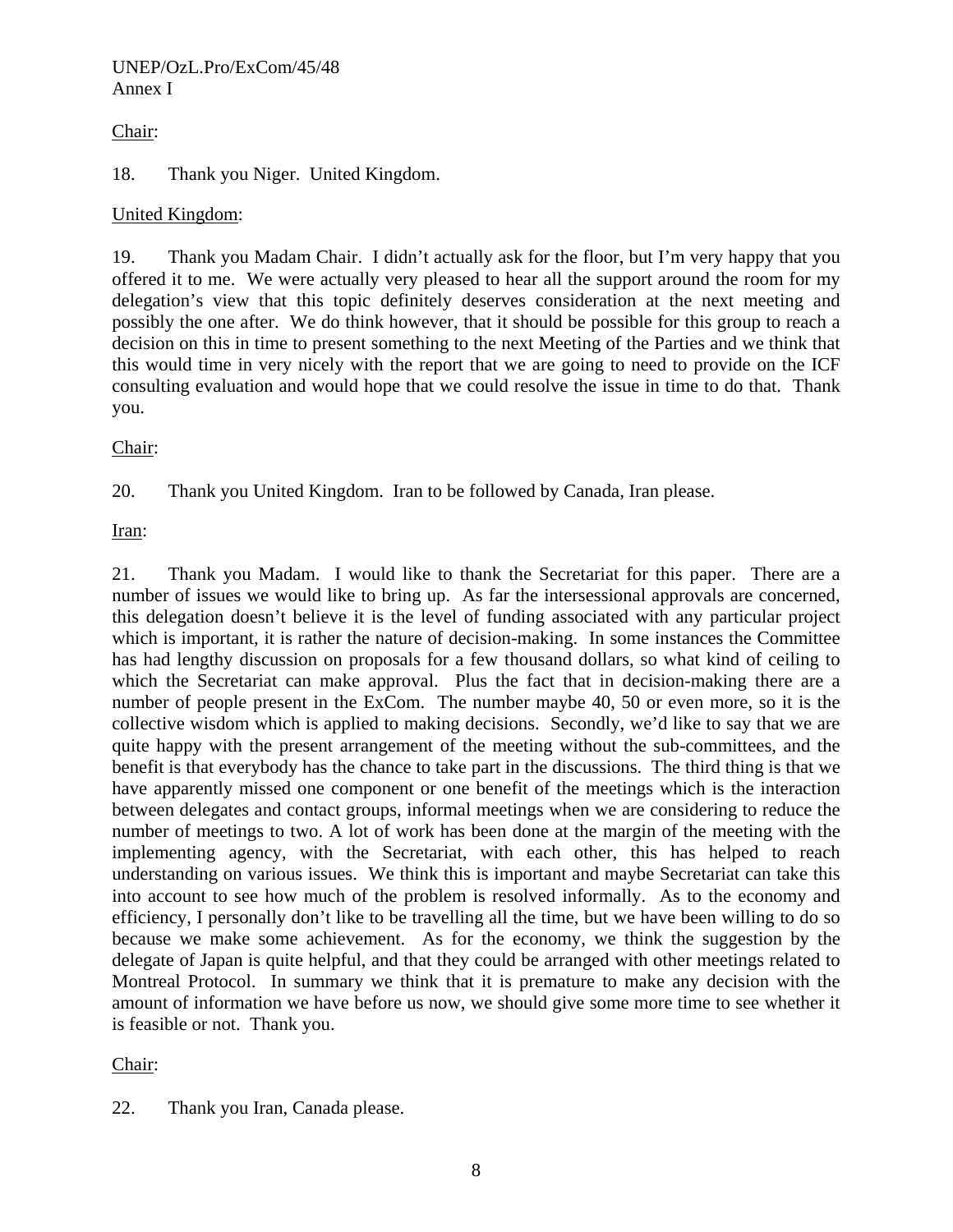Chair:

18. Thank you Niger. United Kingdom.

United Kingdom:

19. Thank you Madam Chair. I didn't actually ask for the floor, but I'm very happy that you offered it to me. We were actually very pleased to hear all the support around the room for my delegation's view that this topic definitely deserves consideration at the next meeting and possibly the one after. We do think however, that it should be possible for this group to reach a decision on this in time to present something to the next Meeting of the Parties and we think that this would time in very nicely with the report that we are going to need to provide on the ICF consulting evaluation and would hope that we could resolve the issue in time to do that. Thank you.

Chair:

20. Thank you United Kingdom. Iran to be followed by Canada, Iran please.

Iran:

21. Thank you Madam. I would like to thank the Secretariat for this paper. There are a number of issues we would like to bring up. As far the intersessional approvals are concerned, this delegation doesn't believe it is the level of funding associated with any particular project which is important, it is rather the nature of decision-making. In some instances the Committee has had lengthy discussion on proposals for a few thousand dollars, so what kind of ceiling to which the Secretariat can make approval. Plus the fact that in decision-making there are a number of people present in the ExCom. The number maybe 40, 50 or even more, so it is the collective wisdom which is applied to making decisions. Secondly, we'd like to say that we are quite happy with the present arrangement of the meeting without the sub-committees, and the benefit is that everybody has the chance to take part in the discussions. The third thing is that we have apparently missed one component or one benefit of the meetings which is the interaction between delegates and contact groups, informal meetings when we are considering to reduce the number of meetings to two. A lot of work has been done at the margin of the meeting with the implementing agency, with the Secretariat, with each other, this has helped to reach understanding on various issues. We think this is important and maybe Secretariat can take this into account to see how much of the problem is resolved informally. As to the economy and efficiency, I personally don't like to be travelling all the time, but we have been willing to do so because we make some achievement. As for the economy, we think the suggestion by the delegate of Japan is quite helpful, and that they could be arranged with other meetings related to Montreal Protocol. In summary we think that it is premature to make any decision with the amount of information we have before us now, we should give some more time to see whether it is feasible or not. Thank you.

Chair:

22. Thank you Iran, Canada please.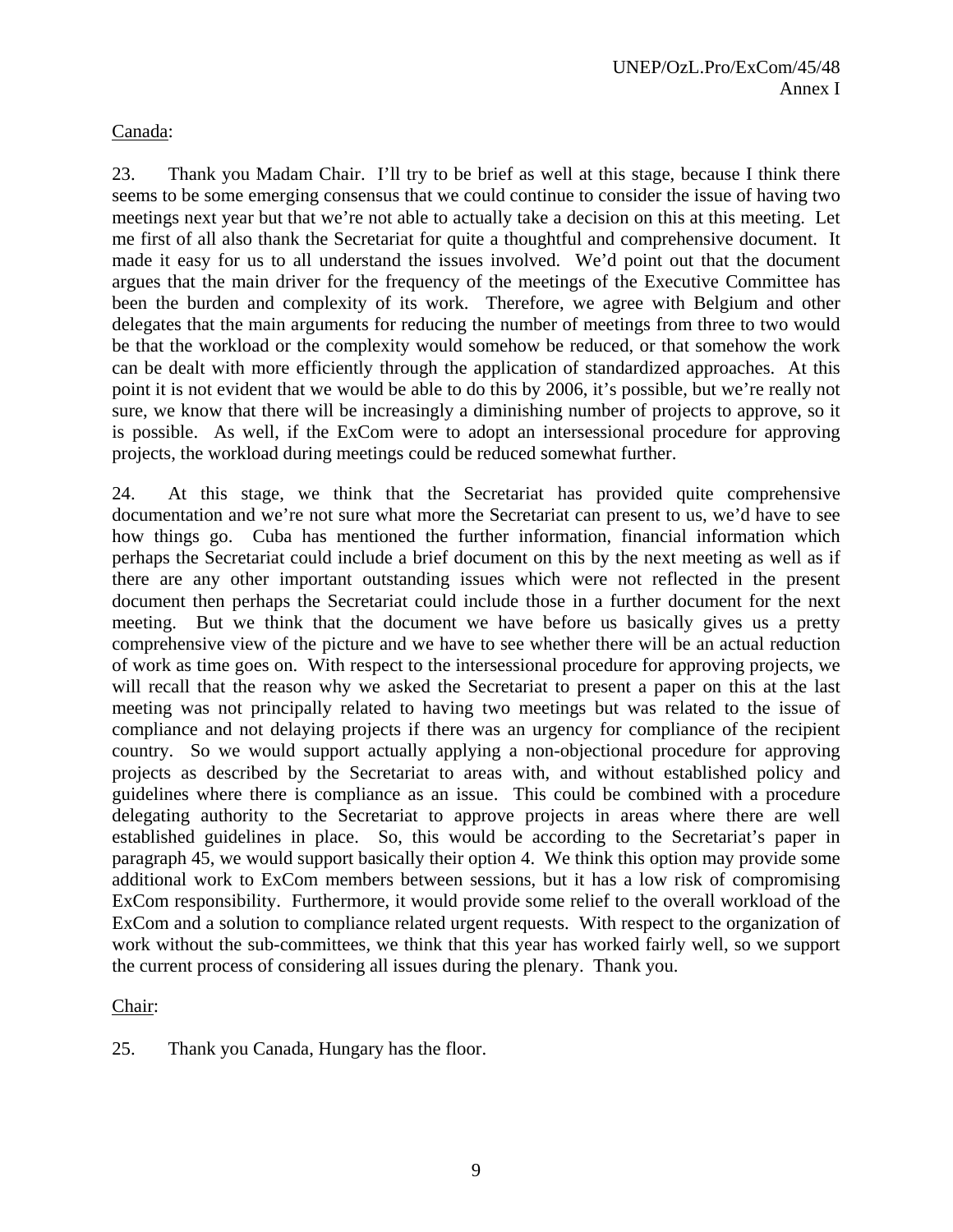Canada:

23. Thank you Madam Chair. I'll try to be brief as well at this stage, because I think there seems to be some emerging consensus that we could continue to consider the issue of having two meetings next year but that we're not able to actually take a decision on this at this meeting. Let me first of all also thank the Secretariat for quite a thoughtful and comprehensive document. It made it easy for us to all understand the issues involved. We'd point out that the document argues that the main driver for the frequency of the meetings of the Executive Committee has been the burden and complexity of its work. Therefore, we agree with Belgium and other delegates that the main arguments for reducing the number of meetings from three to two would be that the workload or the complexity would somehow be reduced, or that somehow the work can be dealt with more efficiently through the application of standardized approaches. At this point it is not evident that we would be able to do this by 2006, it's possible, but we're really not sure, we know that there will be increasingly a diminishing number of projects to approve, so it is possible. As well, if the ExCom were to adopt an intersessional procedure for approving projects, the workload during meetings could be reduced somewhat further.

24. At this stage, we think that the Secretariat has provided quite comprehensive documentation and we're not sure what more the Secretariat can present to us, we'd have to see how things go. Cuba has mentioned the further information, financial information which perhaps the Secretariat could include a brief document on this by the next meeting as well as if there are any other important outstanding issues which were not reflected in the present document then perhaps the Secretariat could include those in a further document for the next meeting. But we think that the document we have before us basically gives us a pretty comprehensive view of the picture and we have to see whether there will be an actual reduction of work as time goes on. With respect to the intersessional procedure for approving projects, we will recall that the reason why we asked the Secretariat to present a paper on this at the last meeting was not principally related to having two meetings but was related to the issue of compliance and not delaying projects if there was an urgency for compliance of the recipient country. So we would support actually applying a non-objectional procedure for approving projects as described by the Secretariat to areas with, and without established policy and guidelines where there is compliance as an issue. This could be combined with a procedure delegating authority to the Secretariat to approve projects in areas where there are well established guidelines in place. So, this would be according to the Secretariat's paper in paragraph 45, we would support basically their option 4. We think this option may provide some additional work to ExCom members between sessions, but it has a low risk of compromising ExCom responsibility. Furthermore, it would provide some relief to the overall workload of the ExCom and a solution to compliance related urgent requests. With respect to the organization of work without the sub-committees, we think that this year has worked fairly well, so we support the current process of considering all issues during the plenary. Thank you.

Chair:

25. Thank you Canada, Hungary has the floor.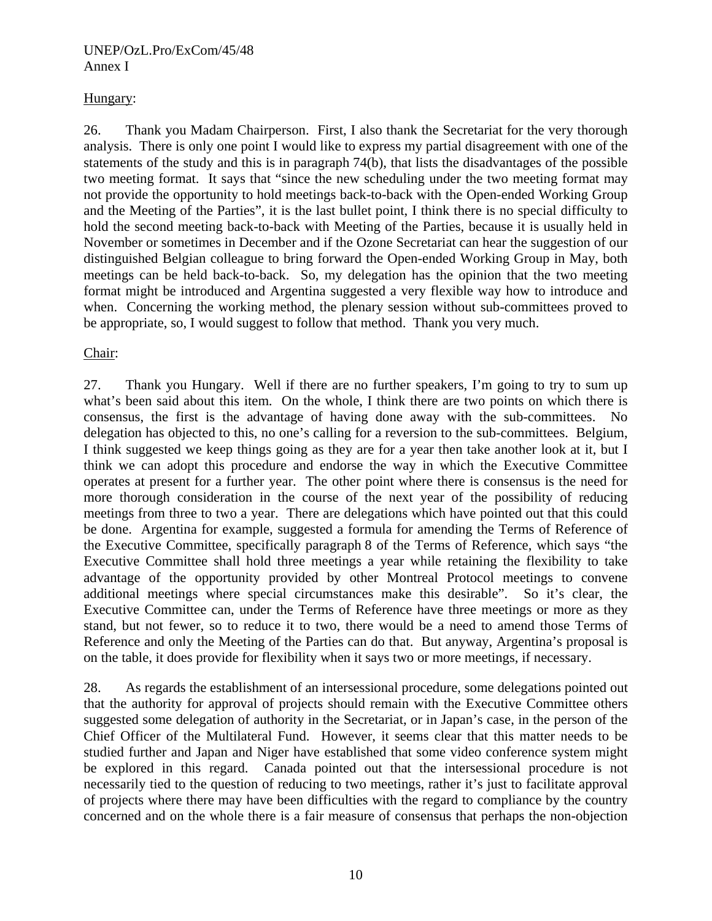Hungary:

26. Thank you Madam Chairperson. First, I also thank the Secretariat for the very thorough analysis. There is only one point I would like to express my partial disagreement with one of the statements of the study and this is in paragraph 74(b), that lists the disadvantages of the possible two meeting format. It says that "since the new scheduling under the two meeting format may not provide the opportunity to hold meetings back-to-back with the Open-ended Working Group and the Meeting of the Parties", it is the last bullet point, I think there is no special difficulty to hold the second meeting back-to-back with Meeting of the Parties, because it is usually held in November or sometimes in December and if the Ozone Secretariat can hear the suggestion of our distinguished Belgian colleague to bring forward the Open-ended Working Group in May, both meetings can be held back-to-back. So, my delegation has the opinion that the two meeting format might be introduced and Argentina suggested a very flexible way how to introduce and when. Concerning the working method, the plenary session without sub-committees proved to be appropriate, so, I would suggest to follow that method. Thank you very much.

Chair:

27. Thank you Hungary. Well if there are no further speakers, I'm going to try to sum up what's been said about this item. On the whole, I think there are two points on which there is consensus, the first is the advantage of having done away with the sub-committees. No delegation has objected to this, no one's calling for a reversion to the sub-committees. Belgium, I think suggested we keep things going as they are for a year then take another look at it, but I think we can adopt this procedure and endorse the way in which the Executive Committee operates at present for a further year. The other point where there is consensus is the need for more thorough consideration in the course of the next year of the possibility of reducing meetings from three to two a year. There are delegations which have pointed out that this could be done. Argentina for example, suggested a formula for amending the Terms of Reference of the Executive Committee, specifically paragraph 8 of the Terms of Reference, which says "the Executive Committee shall hold three meetings a year while retaining the flexibility to take advantage of the opportunity provided by other Montreal Protocol meetings to convene additional meetings where special circumstances make this desirable". So it's clear, the Executive Committee can, under the Terms of Reference have three meetings or more as they stand, but not fewer, so to reduce it to two, there would be a need to amend those Terms of Reference and only the Meeting of the Parties can do that. But anyway, Argentina's proposal is on the table, it does provide for flexibility when it says two or more meetings, if necessary.

28. As regards the establishment of an intersessional procedure, some delegations pointed out that the authority for approval of projects should remain with the Executive Committee others suggested some delegation of authority in the Secretariat, or in Japan's case, in the person of the Chief Officer of the Multilateral Fund. However, it seems clear that this matter needs to be studied further and Japan and Niger have established that some video conference system might be explored in this regard. Canada pointed out that the intersessional procedure is not necessarily tied to the question of reducing to two meetings, rather it's just to facilitate approval of projects where there may have been difficulties with the regard to compliance by the country concerned and on the whole there is a fair measure of consensus that perhaps the non-objection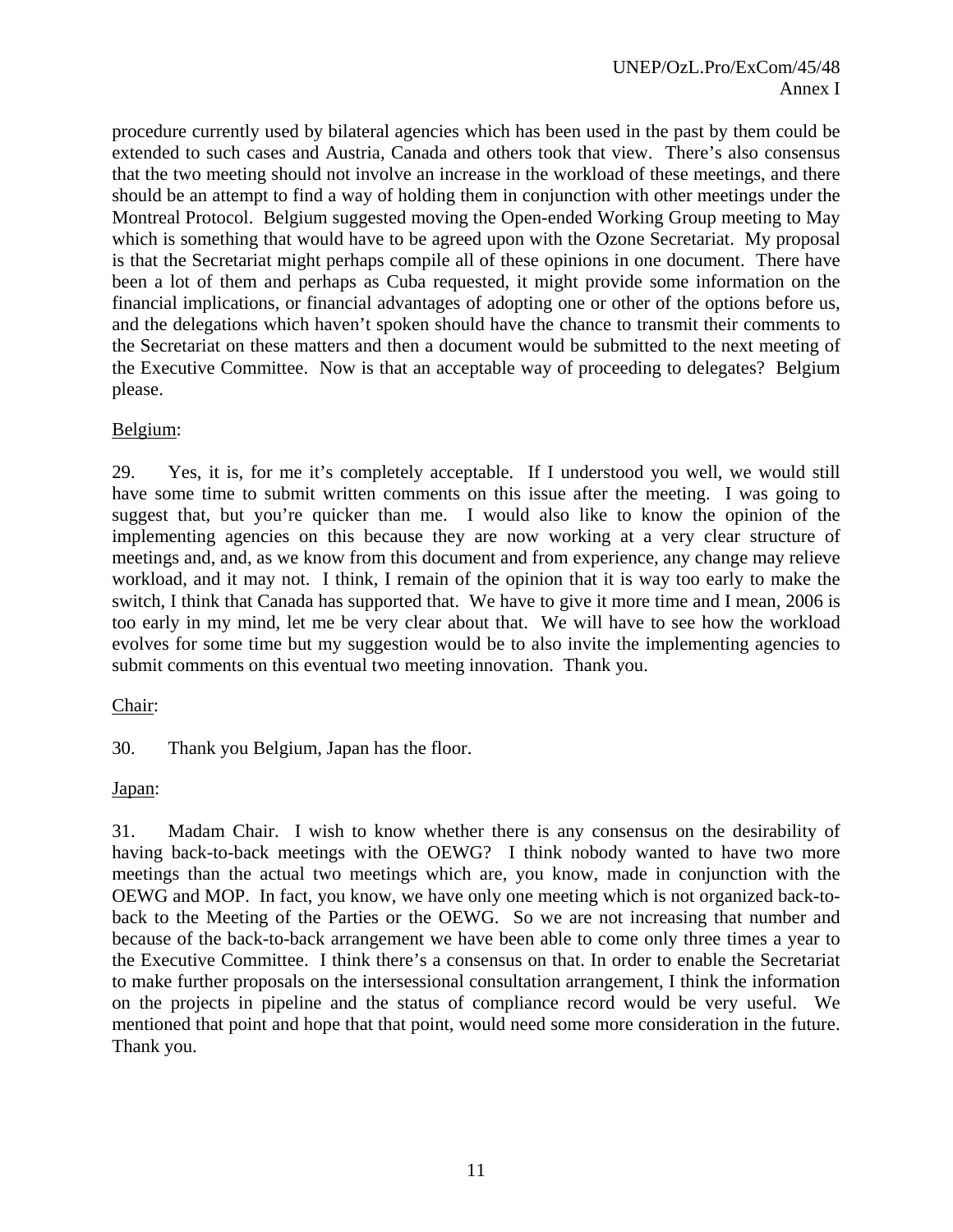procedure currently used by bilateral agencies which has been used in the past by them could be extended to such cases and Austria, Canada and others took that view. There's also consensus that the two meeting should not involve an increase in the workload of these meetings, and there should be an attempt to find a way of holding them in conjunction with other meetings under the Montreal Protocol. Belgium suggested moving the Open-ended Working Group meeting to May which is something that would have to be agreed upon with the Ozone Secretariat. My proposal is that the Secretariat might perhaps compile all of these opinions in one document. There have been a lot of them and perhaps as Cuba requested, it might provide some information on the financial implications, or financial advantages of adopting one or other of the options before us, and the delegations which haven't spoken should have the chance to transmit their comments to the Secretariat on these matters and then a document would be submitted to the next meeting of the Executive Committee. Now is that an acceptable way of proceeding to delegates? Belgium please.

Belgium:

29. Yes, it is, for me it's completely acceptable. If I understood you well, we would still have some time to submit written comments on this issue after the meeting. I was going to suggest that, but you're quicker than me. I would also like to know the opinion of the implementing agencies on this because they are now working at a very clear structure of meetings and, and, as we know from this document and from experience, any change may relieve workload, and it may not. I think, I remain of the opinion that it is way too early to make the switch, I think that Canada has supported that. We have to give it more time and I mean, 2006 is too early in my mind, let me be very clear about that. We will have to see how the workload evolves for some time but my suggestion would be to also invite the implementing agencies to submit comments on this eventual two meeting innovation. Thank you.

Chair:

30. Thank you Belgium, Japan has the floor.

Japan:

31. Madam Chair. I wish to know whether there is any consensus on the desirability of having back-to-back meetings with the OEWG? I think nobody wanted to have two more meetings than the actual two meetings which are, you know, made in conjunction with the OEWG and MOP. In fact, you know, we have only one meeting which is not organized back-to-back to the Meeting of the Parties or the OEWG. So we are not increasing that number and because of the back-to-back arrangement we have been able to come only three times a year to the Executive Committee. I think there's a consensus on that. In order to enable the Secretariat to make further proposals on the intersessional consultation arrangement, I think the information on the projects in pipeline and the status of compliance record would be very useful. We mentioned that point and hope that that point, would need some more consideration in the future. Thank you.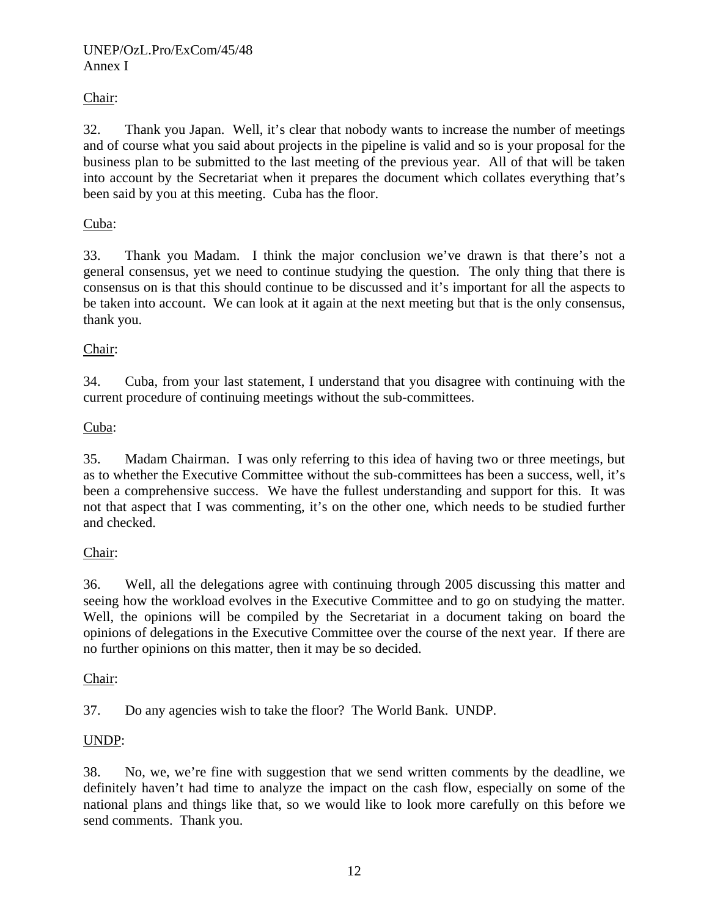Chair:

32. Thank you Japan. Well, it's clear that nobody wants to increase the number of meetings and of course what you said about projects in the pipeline is valid and so is your proposal for the business plan to be submitted to the last meeting of the previous year. All of that will be taken into account by the Secretariat when it prepares the document which collates everything that's been said by you at this meeting. Cuba has the floor.

Cuba:

33. Thank you Madam. I think the major conclusion we've drawn is that there's not a general consensus, yet we need to continue studying the question. The only thing that there is consensus on is that this should continue to be discussed and it's important for all the aspects to be taken into account. We can look at it again at the next meeting but that is the only consensus, thank you.

Chair:

34. Cuba, from your last statement, I understand that you disagree with continuing with the current procedure of continuing meetings without the sub-committees.

Cuba:

35. Madam Chairman. I was only referring to this idea of having two or three meetings, but as to whether the Executive Committee without the sub-committees has been a success, well, it's been a comprehensive success. We have the fullest understanding and support for this. It was not that aspect that I was commenting, it's on the other one, which needs to be studied further and checked.

Chair:

36. Well, all the delegations agree with continuing through 2005 discussing this matter and seeing how the workload evolves in the Executive Committee and to go on studying the matter. Well, the opinions will be compiled by the Secretariat in a document taking on board the opinions of delegations in the Executive Committee over the course of the next year. If there are no further opinions on this matter, then it may be so decided.

Chair:

37. Do any agencies wish to take the floor? The World Bank. UNDP.

UNDP:

38. No, we, we're fine with suggestion that we send written comments by the deadline, we definitely haven't had time to analyze the impact on the cash flow, especially on some of the national plans and things like that, so we would like to look more carefully on this before we send comments. Thank you.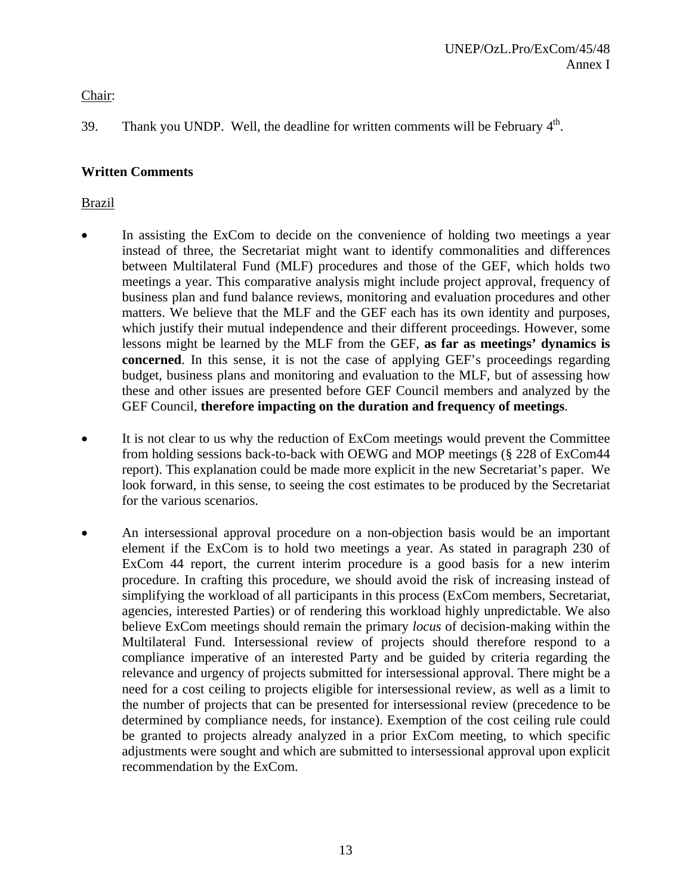Chair:

39. Thank you UNDP. Well, the deadline for written comments will be February 4th.

**Written Comments**

Brazil

- In assisting the ExCom to decide on the convenience of holding two meetings a year instead of three, the Secretariat might want to identify commonalities and differences between Multilateral Fund (MLF) procedures and those of the GEF, which holds two meetings a year. This comparative analysis might include project approval, frequency of business plan and fund balance reviews, monitoring and evaluation procedures and other matters. We believe that the MLF and the GEF each has its own identity and purposes, which justify their mutual independence and their different proceedings. However, some lessons might be learned by the MLF from the GEF, **as far as meetings' dynamics is concerned**. In this sense, it is not the case of applying GEF's proceedings regarding budget, business plans and monitoring and evaluation to the MLF, but of assessing how these and other issues are presented before GEF Council members and analyzed by the GEF Council, **therefore impacting on the duration and frequency of meetings**.

- It is not clear to us why the reduction of ExCom meetings would prevent the Committee from holding sessions back-to-back with OEWG and MOP meetings (§ 228 of ExCom44 report). This explanation could be made more explicit in the new Secretariat's paper. We look forward, in this sense, to seeing the cost estimates to be produced by the Secretariat for the various scenarios.

- An intersessional approval procedure on a non-objection basis would be an important element if the ExCom is to hold two meetings a year. As stated in paragraph 230 of ExCom 44 report, the current interim procedure is a good basis for a new interim procedure. In crafting this procedure, we should avoid the risk of increasing instead of simplifying the workload of all participants in this process (ExCom members, Secretariat, agencies, interested Parties) or of rendering this workload highly unpredictable. We also believe ExCom meetings should remain the primary *locus* of decision-making within the Multilateral Fund. Intersessional review of projects should therefore respond to a compliance imperative of an interested Party and be guided by criteria regarding the relevance and urgency of projects submitted for intersessional approval. There might be a need for a cost ceiling to projects eligible for intersessional review, as well as a limit to the number of projects that can be presented for intersessional review (precedence to be determined by compliance needs, for instance). Exemption of the cost ceiling rule could be granted to projects already analyzed in a prior ExCom meeting, to which specific adjustments were sought and which are submitted to intersessional approval upon explicit recommendation by the ExCom.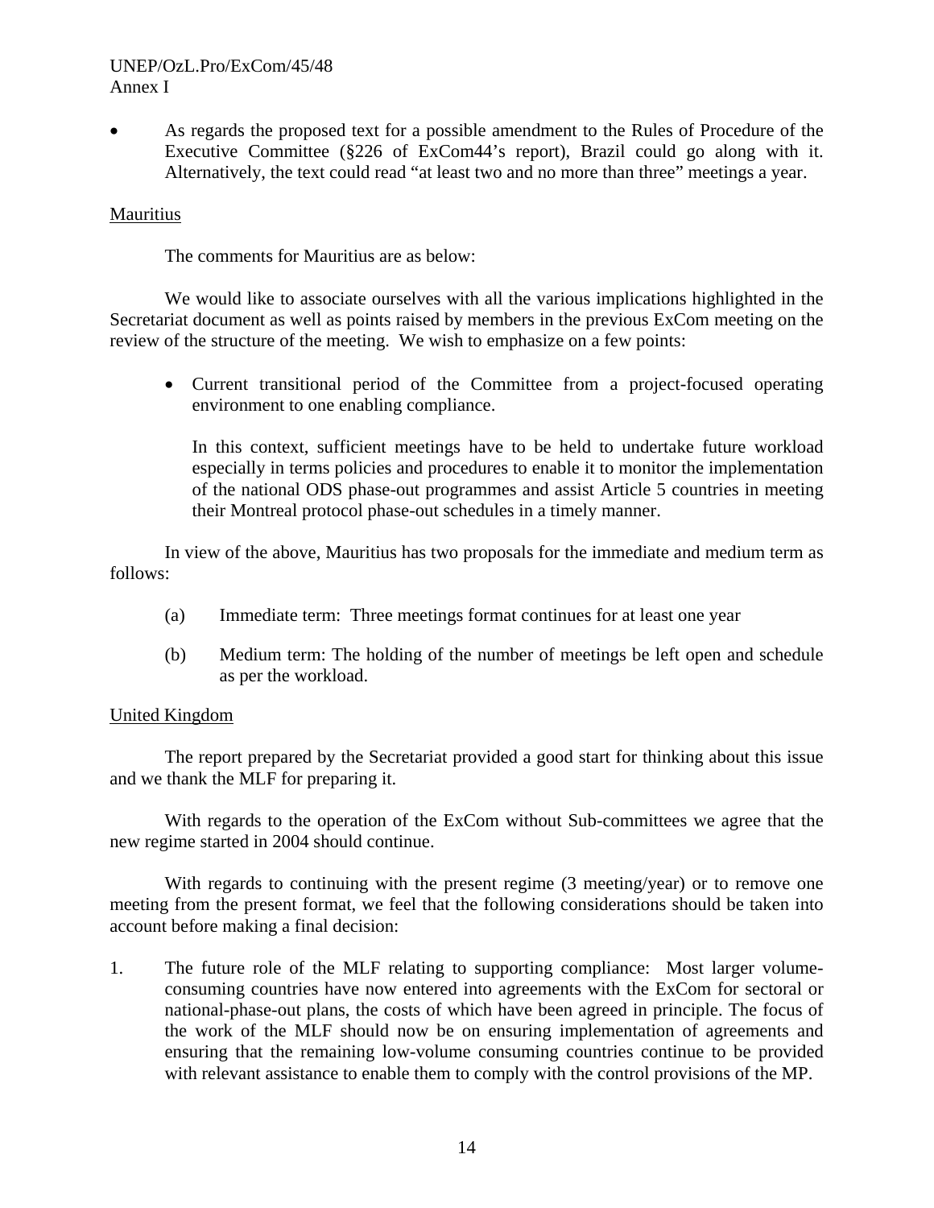- As regards the proposed text for a possible amendment to the Rules of Procedure of the Executive Committee (§226 of ExCom44's report), Brazil could go along with it. Alternatively, the text could read "at least two and no more than three" meetings a year.

Mauritius

The comments for Mauritius are as below:

We would like to associate ourselves with all the various implications highlighted in the Secretariat document as well as points raised by members in the previous ExCom meeting on the review of the structure of the meeting. We wish to emphasize on a few points:

- Current transitional period of the Committee from a project-focused operating environment to one enabling compliance.

  In this context, sufficient meetings have to be held to undertake future workload especially in terms policies and procedures to enable it to monitor the implementation of the national ODS phase-out programmes and assist Article 5 countries in meeting their Montreal protocol phase-out schedules in a timely manner.

In view of the above, Mauritius has two proposals for the immediate and medium term as follows:

(a) Immediate term: Three meetings format continues for at least one year

(b) Medium term: The holding of the number of meetings be left open and schedule as per the workload.

United Kingdom

The report prepared by the Secretariat provided a good start for thinking about this issue and we thank the MLF for preparing it.

With regards to the operation of the ExCom without Sub-committees we agree that the new regime started in 2004 should continue.

With regards to continuing with the present regime (3 meeting/year) or to remove one meeting from the present format, we feel that the following considerations should be taken into account before making a final decision:

1. The future role of the MLF relating to supporting compliance: Most larger volume-consuming countries have now entered into agreements with the ExCom for sectoral or national-phase-out plans, the costs of which have been agreed in principle. The focus of the work of the MLF should now be on ensuring implementation of agreements and ensuring that the remaining low-volume consuming countries continue to be provided with relevant assistance to enable them to comply with the control provisions of the MP.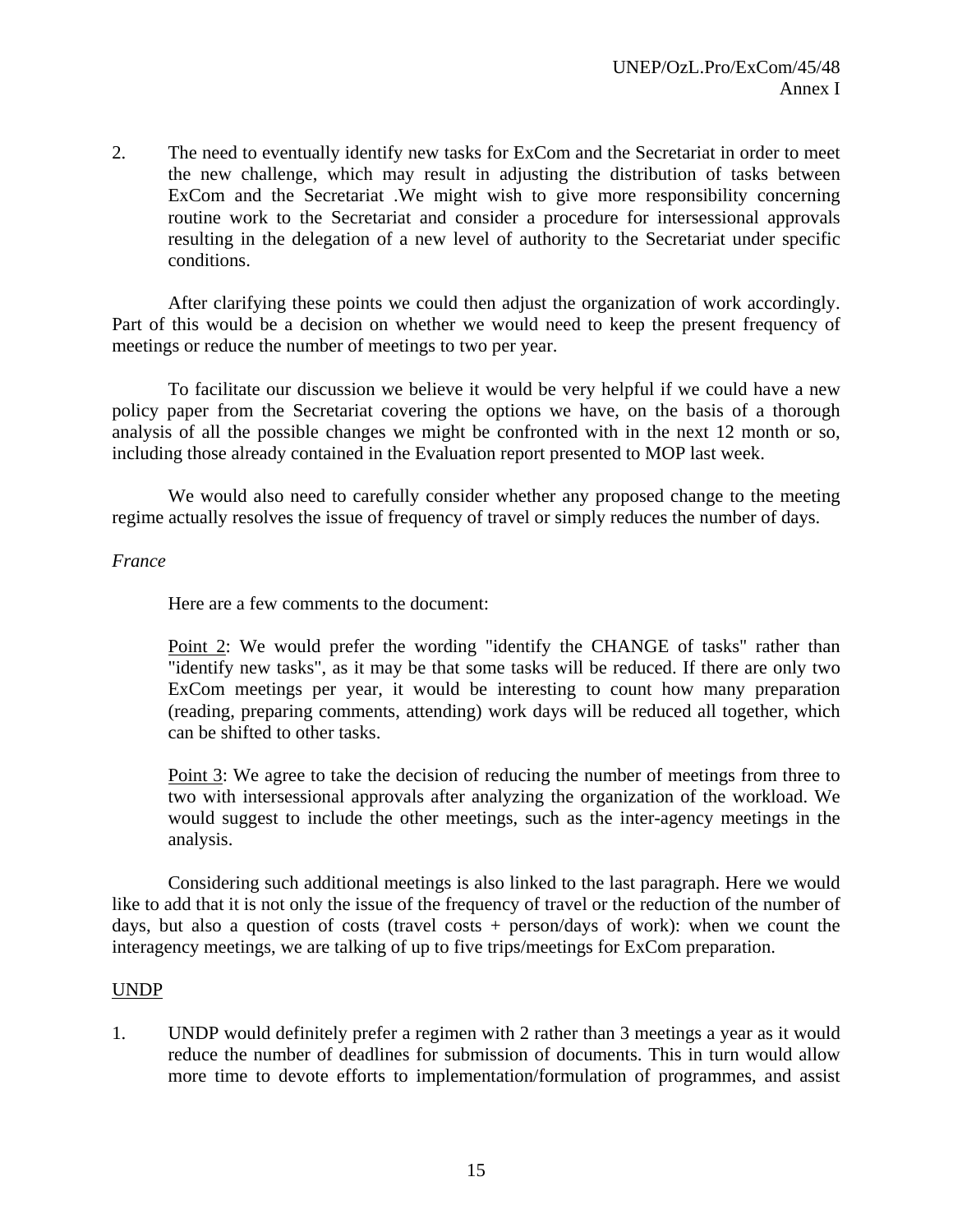2. The need to eventually identify new tasks for ExCom and the Secretariat in order to meet the new challenge, which may result in adjusting the distribution of tasks between ExCom and the Secretariat .We might wish to give more responsibility concerning routine work to the Secretariat and consider a procedure for intersessional approvals resulting in the delegation of a new level of authority to the Secretariat under specific conditions.

After clarifying these points we could then adjust the organization of work accordingly. Part of this would be a decision on whether we would need to keep the present frequency of meetings or reduce the number of meetings to two per year.

To facilitate our discussion we believe it would be very helpful if we could have a new policy paper from the Secretariat covering the options we have, on the basis of a thorough analysis of all the possible changes we might be confronted with in the next 12 month or so, including those already contained in the Evaluation report presented to MOP last week.

We would also need to carefully consider whether any proposed change to the meeting regime actually resolves the issue of frequency of travel or simply reduces the number of days.

*France*

Here are a few comments to the document:

Point 2: We would prefer the wording "identify the CHANGE of tasks" rather than "identify new tasks", as it may be that some tasks will be reduced. If there are only two ExCom meetings per year, it would be interesting to count how many preparation (reading, preparing comments, attending) work days will be reduced all together, which can be shifted to other tasks.

Point 3: We agree to take the decision of reducing the number of meetings from three to two with intersessional approvals after analyzing the organization of the workload. We would suggest to include the other meetings, such as the inter-agency meetings in the analysis.

Considering such additional meetings is also linked to the last paragraph. Here we would like to add that it is not only the issue of the frequency of travel or the reduction of the number of days, but also a question of costs (travel costs + person/days of work): when we count the interagency meetings, we are talking of up to five trips/meetings for ExCom preparation.

UNDP

1. UNDP would definitely prefer a regimen with 2 rather than 3 meetings a year as it would reduce the number of deadlines for submission of documents. This in turn would allow more time to devote efforts to implementation/formulation of programmes, and assist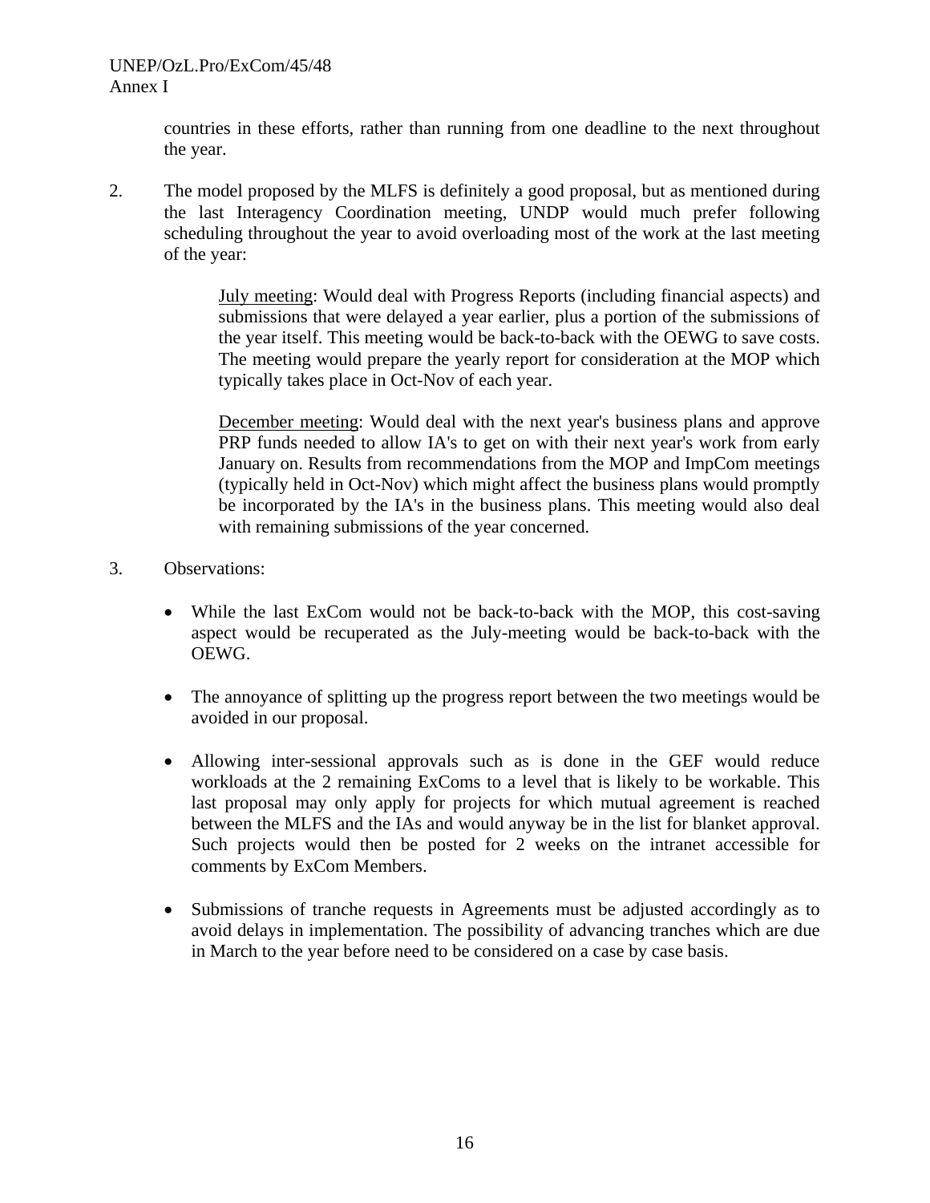countries in these efforts, rather than running from one deadline to the next throughout the year.

2. The model proposed by the MLFS is definitely a good proposal, but as mentioned during the last Interagency Coordination meeting, UNDP would much prefer following scheduling throughout the year to avoid overloading most of the work at the last meeting of the year:

> <u>July meeting</u>: Would deal with Progress Reports (including financial aspects) and submissions that were delayed a year earlier, plus a portion of the submissions of the year itself. This meeting would be back-to-back with the OEWG to save costs. The meeting would prepare the yearly report for consideration at the MOP which typically takes place in Oct-Nov of each year.
>
> <u>December meeting</u>: Would deal with the next year's business plans and approve PRP funds needed to allow IA's to get on with their next year's work from early January on. Results from recommendations from the MOP and ImpCom meetings (typically held in Oct-Nov) which might affect the business plans would promptly be incorporated by the IA's in the business plans. This meeting would also deal with remaining submissions of the year concerned.

3. Observations:

- While the last ExCom would not be back-to-back with the MOP, this cost-saving aspect would be recuperated as the July-meeting would be back-to-back with the OEWG.

- The annoyance of splitting up the progress report between the two meetings would be avoided in our proposal.

- Allowing inter-sessional approvals such as is done in the GEF would reduce workloads at the 2 remaining ExComs to a level that is likely to be workable. This last proposal may only apply for projects for which mutual agreement is reached between the MLFS and the IAs and would anyway be in the list for blanket approval. Such projects would then be posted for 2 weeks on the intranet accessible for comments by ExCom Members.

- Submissions of tranche requests in Agreements must be adjusted accordingly as to avoid delays in implementation. The possibility of advancing tranches which are due in March to the year before need to be considered on a case by case basis.